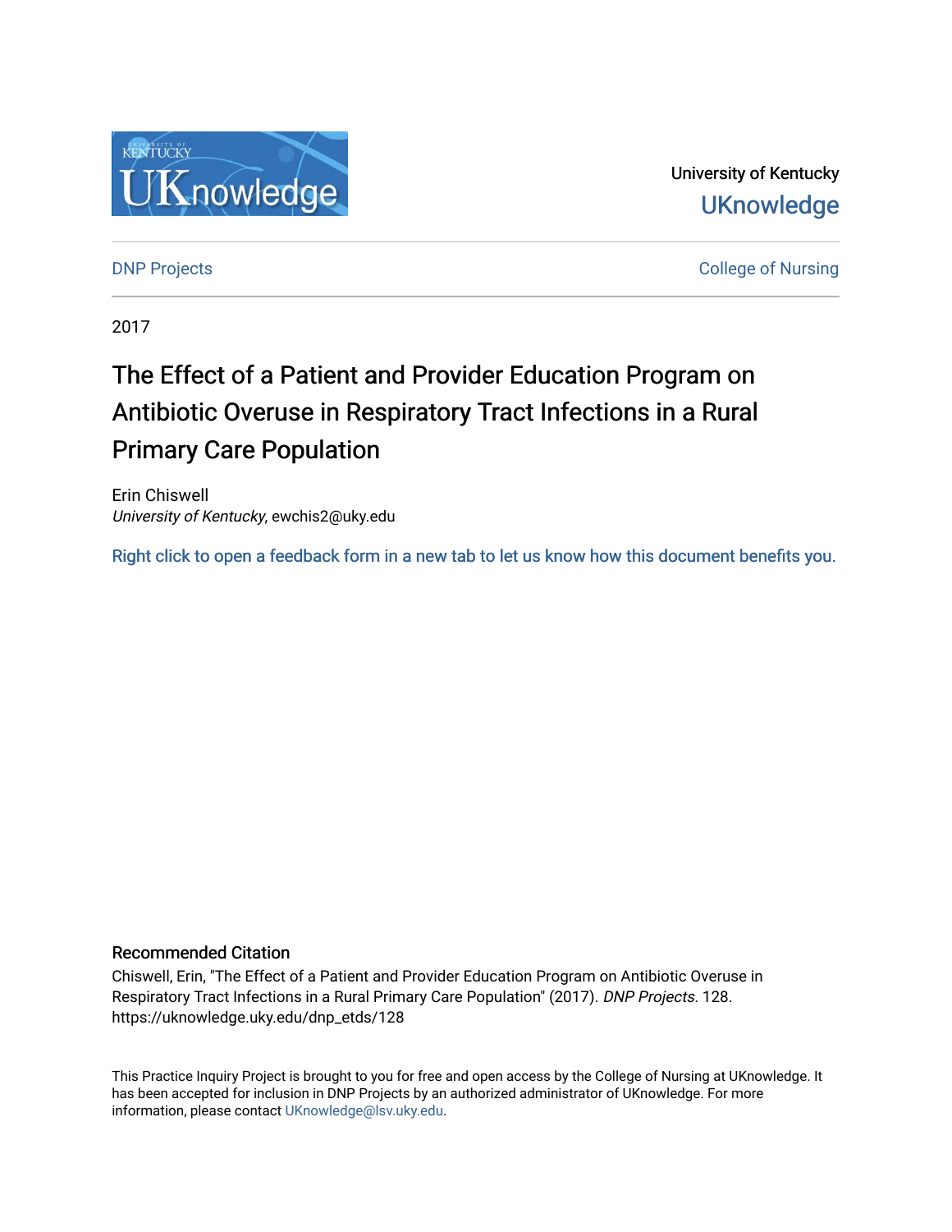University of Kentucky

UKnowledge

DNP Projects

College of Nursing

2017

# The Effect of a Patient and Provider Education Program on Antibiotic Overuse in Respiratory Tract Infections in a Rural Primary Care Population

Erin Chiswell
*University of Kentucky*, ewchis2@uky.edu

Right click to open a feedback form in a new tab to let us know how this document benefits you.

### Recommended Citation

Chiswell, Erin, "The Effect of a Patient and Provider Education Program on Antibiotic Overuse in Respiratory Tract Infections in a Rural Primary Care Population" (2017). *DNP Projects*. 128.
https://uknowledge.uky.edu/dnp_etds/128

This Practice Inquiry Project is brought to you for free and open access by the College of Nursing at UKnowledge. It has been accepted for inclusion in DNP Projects by an authorized administrator of UKnowledge. For more information, please contact UKnowledge@lsv.uky.edu.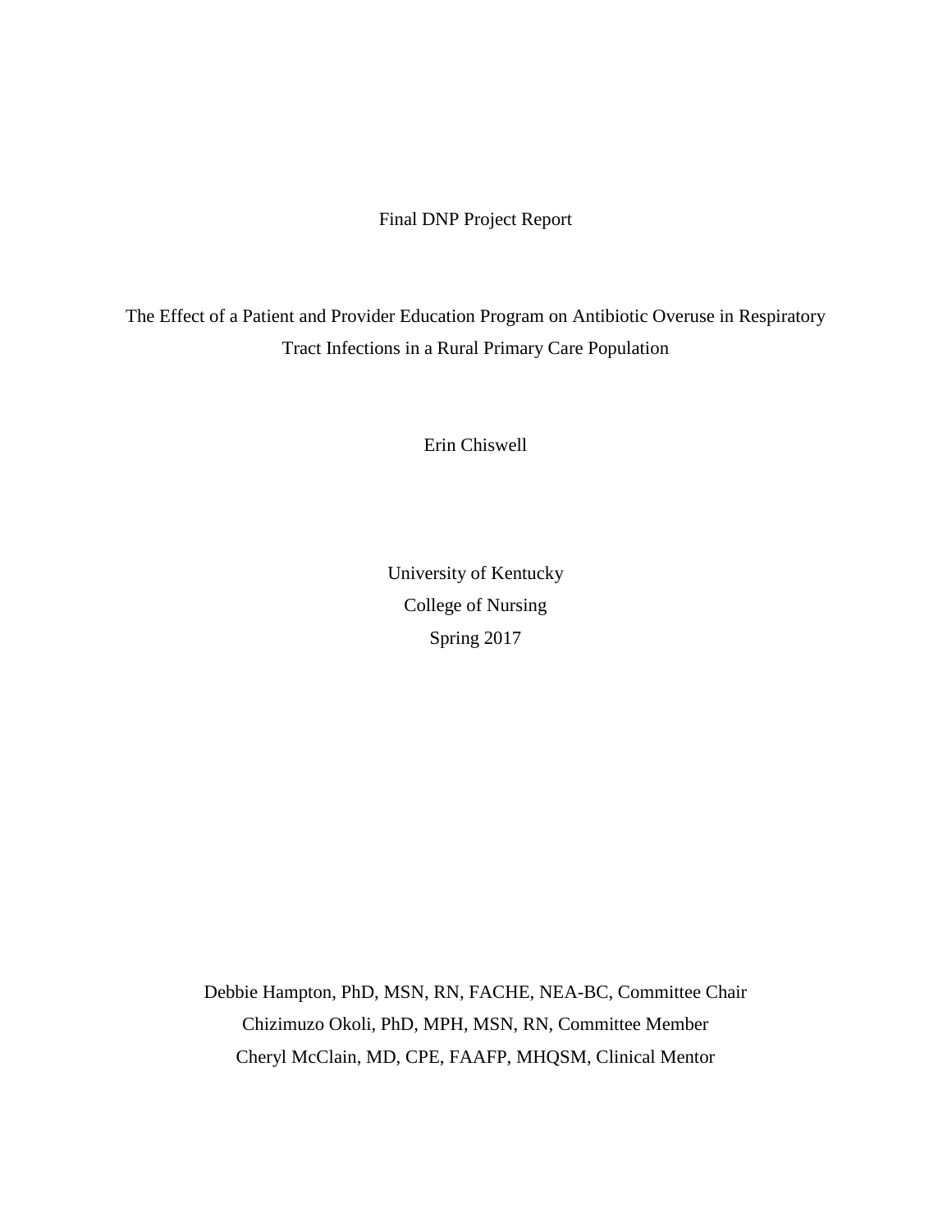Final DNP Project Report

# The Effect of a Patient and Provider Education Program on Antibiotic Overuse in Respiratory Tract Infections in a Rural Primary Care Population

Erin Chiswell

University of Kentucky

College of Nursing

Spring 2017

Debbie Hampton, PhD, MSN, RN, FACHE, NEA-BC, Committee Chair

Chizimuzo Okoli, PhD, MPH, MSN, RN, Committee Member

Cheryl McClain, MD, CPE, FAAFP, MHQSM, Clinical Mentor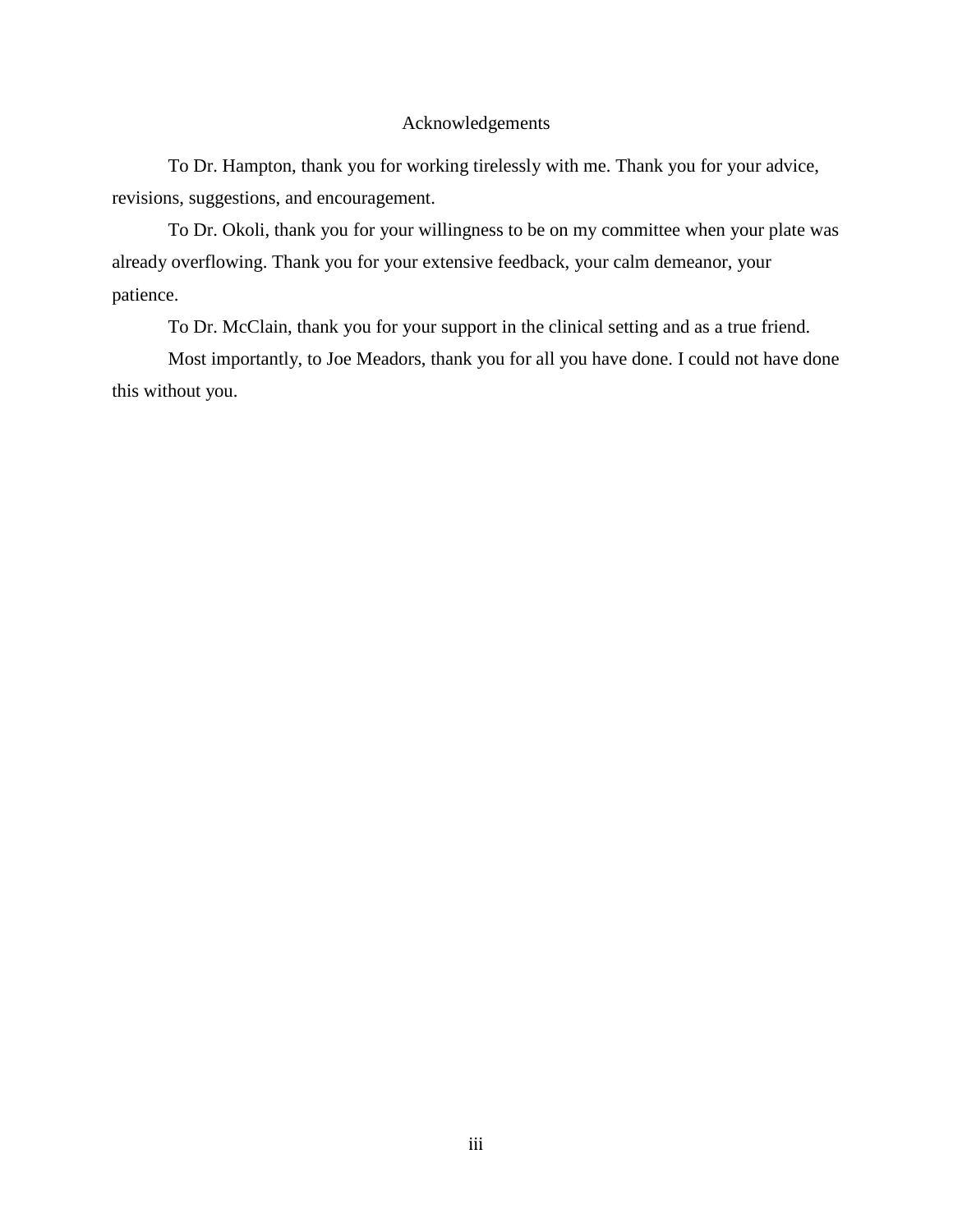# Acknowledgements

To Dr. Hampton, thank you for working tirelessly with me. Thank you for your advice, revisions, suggestions, and encouragement.

To Dr. Okoli, thank you for your willingness to be on my committee when your plate was already overflowing. Thank you for your extensive feedback, your calm demeanor, your patience.

To Dr. McClain, thank you for your support in the clinical setting and as a true friend.

Most importantly, to Joe Meadors, thank you for all you have done. I could not have done this without you.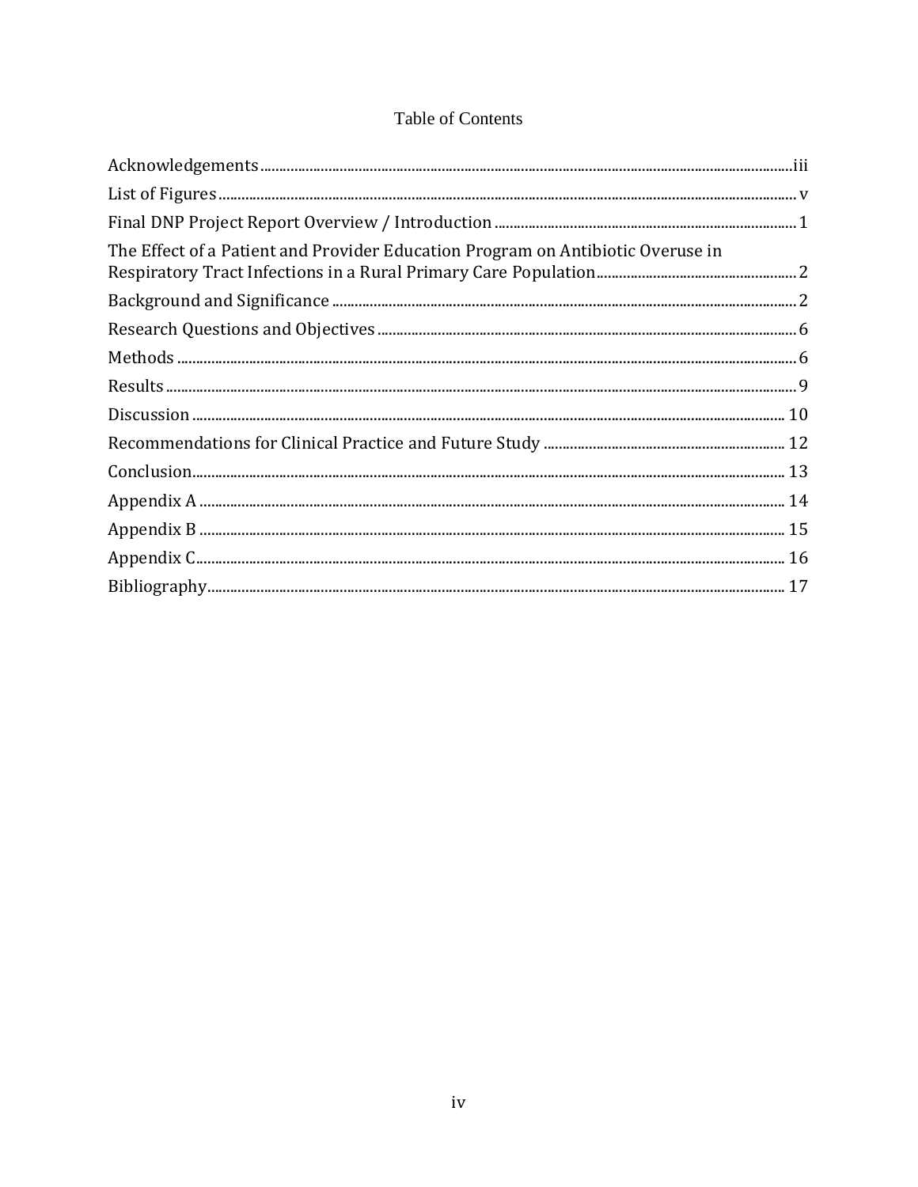# Table of Contents

Acknowledgements ..... iii

List of Figures ..... v

Final DNP Project Report Overview / Introduction ..... 1

The Effect of a Patient and Provider Education Program on Antibiotic Overuse in Respiratory Tract Infections in a Rural Primary Care Population ..... 2

Background and Significance ..... 2

Research Questions and Objectives ..... 6

Methods ..... 6

Results ..... 9

Discussion ..... 10

Recommendations for Clinical Practice and Future Study ..... 12

Conclusion ..... 13

Appendix A ..... 14

Appendix B ..... 15

Appendix C ..... 16

Bibliography ..... 17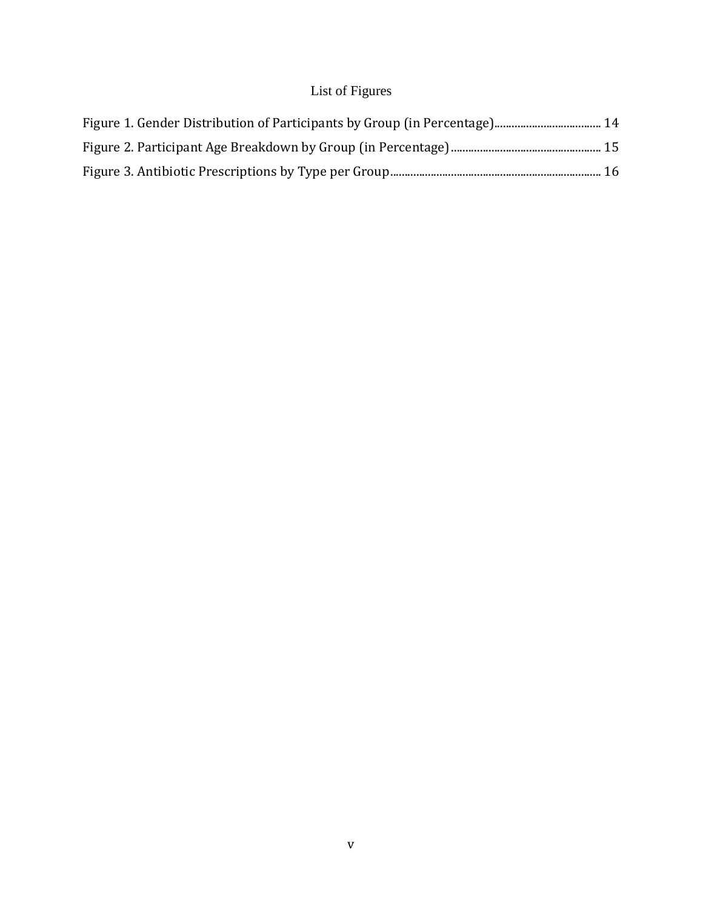# List of Figures

Figure 1. Gender Distribution of Participants by Group (in Percentage)..................................... 14

Figure 2. Participant Age Breakdown by Group (in Percentage).................................................. 15

Figure 3. Antibiotic Prescriptions by Type per Group........................................................................ 16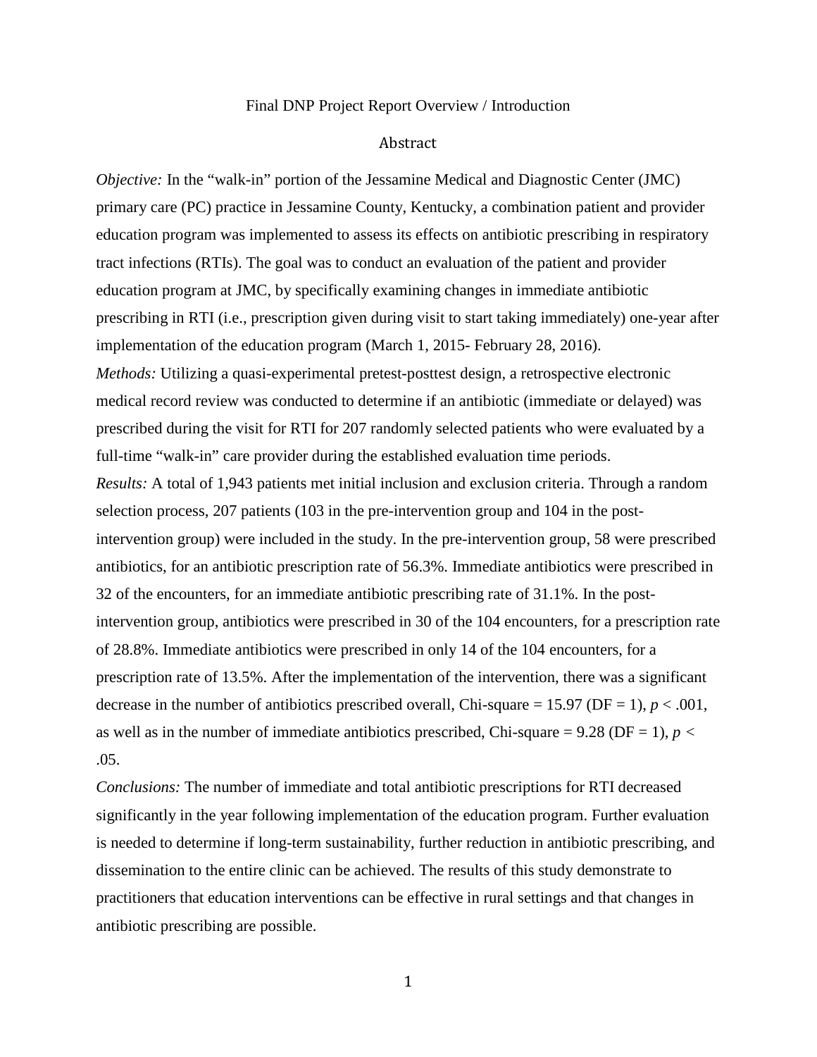# Final DNP Project Report Overview / Introduction

## Abstract

*Objective:* In the "walk-in" portion of the Jessamine Medical and Diagnostic Center (JMC) primary care (PC) practice in Jessamine County, Kentucky, a combination patient and provider education program was implemented to assess its effects on antibiotic prescribing in respiratory tract infections (RTIs). The goal was to conduct an evaluation of the patient and provider education program at JMC, by specifically examining changes in immediate antibiotic prescribing in RTI (i.e., prescription given during visit to start taking immediately) one-year after implementation of the education program (March 1, 2015- February 28, 2016).

*Methods:* Utilizing a quasi-experimental pretest-posttest design, a retrospective electronic medical record review was conducted to determine if an antibiotic (immediate or delayed) was prescribed during the visit for RTI for 207 randomly selected patients who were evaluated by a full-time "walk-in" care provider during the established evaluation time periods.

*Results:* A total of 1,943 patients met initial inclusion and exclusion criteria. Through a random selection process, 207 patients (103 in the pre-intervention group and 104 in the post-intervention group) were included in the study. In the pre-intervention group, 58 were prescribed antibiotics, for an antibiotic prescription rate of 56.3%. Immediate antibiotics were prescribed in 32 of the encounters, for an immediate antibiotic prescribing rate of 31.1%. In the post-intervention group, antibiotics were prescribed in 30 of the 104 encounters, for a prescription rate of 28.8%. Immediate antibiotics were prescribed in only 14 of the 104 encounters, for a prescription rate of 13.5%. After the implementation of the intervention, there was a significant decrease in the number of antibiotics prescribed overall, Chi-square = 15.97 (DF = 1), $p < .001$, as well as in the number of immediate antibiotics prescribed, Chi-square = 9.28 (DF = 1), $p < .05$.

*Conclusions:* The number of immediate and total antibiotic prescriptions for RTI decreased significantly in the year following implementation of the education program. Further evaluation is needed to determine if long-term sustainability, further reduction in antibiotic prescribing, and dissemination to the entire clinic can be achieved. The results of this study demonstrate to practitioners that education interventions can be effective in rural settings and that changes in antibiotic prescribing are possible.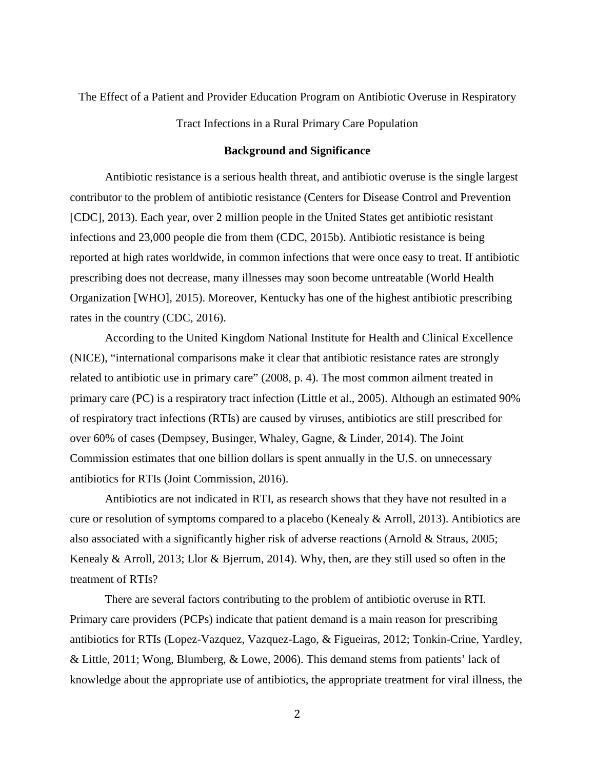The Effect of a Patient and Provider Education Program on Antibiotic Overuse in Respiratory Tract Infections in a Rural Primary Care Population

## Background and Significance

Antibiotic resistance is a serious health threat, and antibiotic overuse is the single largest contributor to the problem of antibiotic resistance (Centers for Disease Control and Prevention [CDC], 2013). Each year, over 2 million people in the United States get antibiotic resistant infections and 23,000 people die from them (CDC, 2015b). Antibiotic resistance is being reported at high rates worldwide, in common infections that were once easy to treat. If antibiotic prescribing does not decrease, many illnesses may soon become untreatable (World Health Organization [WHO], 2015). Moreover, Kentucky has one of the highest antibiotic prescribing rates in the country (CDC, 2016).

According to the United Kingdom National Institute for Health and Clinical Excellence (NICE), "international comparisons make it clear that antibiotic resistance rates are strongly related to antibiotic use in primary care" (2008, p. 4). The most common ailment treated in primary care (PC) is a respiratory tract infection (Little et al., 2005). Although an estimated 90% of respiratory tract infections (RTIs) are caused by viruses, antibiotics are still prescribed for over 60% of cases (Dempsey, Businger, Whaley, Gagne, & Linder, 2014). The Joint Commission estimates that one billion dollars is spent annually in the U.S. on unnecessary antibiotics for RTIs (Joint Commission, 2016).

Antibiotics are not indicated in RTI, as research shows that they have not resulted in a cure or resolution of symptoms compared to a placebo (Kenealy & Arroll, 2013). Antibiotics are also associated with a significantly higher risk of adverse reactions (Arnold & Straus, 2005; Kenealy & Arroll, 2013; Llor & Bjerrum, 2014). Why, then, are they still used so often in the treatment of RTIs?

There are several factors contributing to the problem of antibiotic overuse in RTI. Primary care providers (PCPs) indicate that patient demand is a main reason for prescribing antibiotics for RTIs (Lopez-Vazquez, Vazquez-Lago, & Figueiras, 2012; Tonkin-Crine, Yardley, & Little, 2011; Wong, Blumberg, & Lowe, 2006). This demand stems from patients' lack of knowledge about the appropriate use of antibiotics, the appropriate treatment for viral illness, the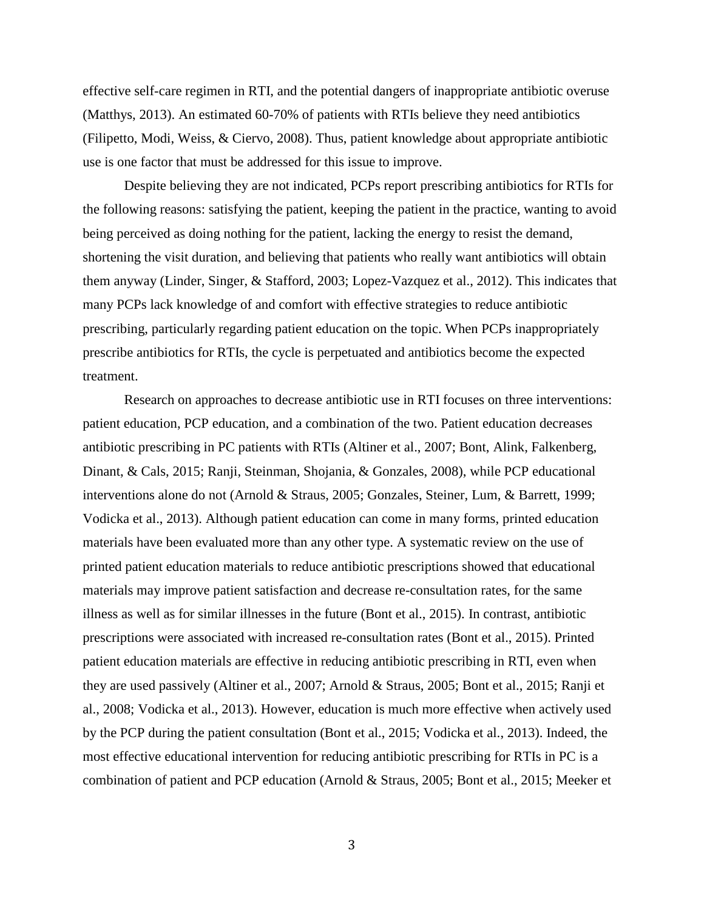effective self-care regimen in RTI, and the potential dangers of inappropriate antibiotic overuse (Matthys, 2013). An estimated 60-70% of patients with RTIs believe they need antibiotics (Filipetto, Modi, Weiss, & Ciervo, 2008). Thus, patient knowledge about appropriate antibiotic use is one factor that must be addressed for this issue to improve.

Despite believing they are not indicated, PCPs report prescribing antibiotics for RTIs for the following reasons: satisfying the patient, keeping the patient in the practice, wanting to avoid being perceived as doing nothing for the patient, lacking the energy to resist the demand, shortening the visit duration, and believing that patients who really want antibiotics will obtain them anyway (Linder, Singer, & Stafford, 2003; Lopez-Vazquez et al., 2012). This indicates that many PCPs lack knowledge of and comfort with effective strategies to reduce antibiotic prescribing, particularly regarding patient education on the topic. When PCPs inappropriately prescribe antibiotics for RTIs, the cycle is perpetuated and antibiotics become the expected treatment.

Research on approaches to decrease antibiotic use in RTI focuses on three interventions: patient education, PCP education, and a combination of the two. Patient education decreases antibiotic prescribing in PC patients with RTIs (Altiner et al., 2007; Bont, Alink, Falkenberg, Dinant, & Cals, 2015; Ranji, Steinman, Shojania, & Gonzales, 2008), while PCP educational interventions alone do not (Arnold & Straus, 2005; Gonzales, Steiner, Lum, & Barrett, 1999; Vodicka et al., 2013). Although patient education can come in many forms, printed education materials have been evaluated more than any other type. A systematic review on the use of printed patient education materials to reduce antibiotic prescriptions showed that educational materials may improve patient satisfaction and decrease re-consultation rates, for the same illness as well as for similar illnesses in the future (Bont et al., 2015). In contrast, antibiotic prescriptions were associated with increased re-consultation rates (Bont et al., 2015). Printed patient education materials are effective in reducing antibiotic prescribing in RTI, even when they are used passively (Altiner et al., 2007; Arnold & Straus, 2005; Bont et al., 2015; Ranji et al., 2008; Vodicka et al., 2013). However, education is much more effective when actively used by the PCP during the patient consultation (Bont et al., 2015; Vodicka et al., 2013). Indeed, the most effective educational intervention for reducing antibiotic prescribing for RTIs in PC is a combination of patient and PCP education (Arnold & Straus, 2005; Bont et al., 2015; Meeker et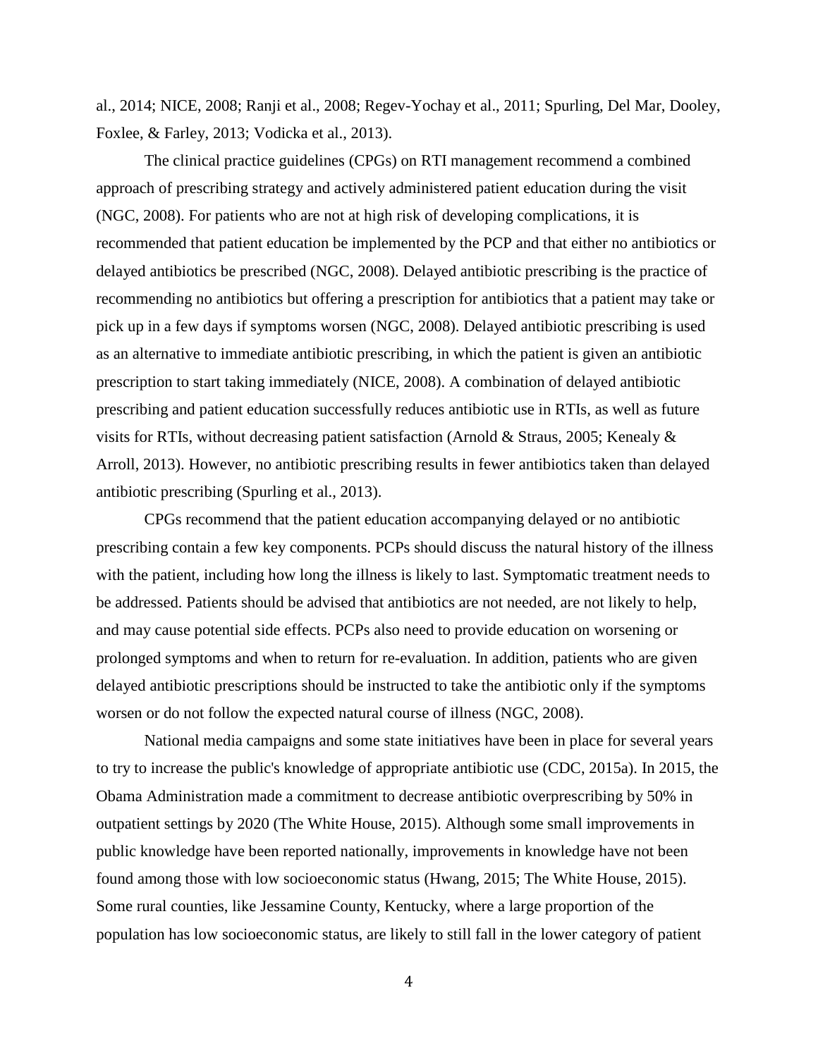al., 2014; NICE, 2008; Ranji et al., 2008; Regev-Yochay et al., 2011; Spurling, Del Mar, Dooley, Foxlee, & Farley, 2013; Vodicka et al., 2013).

The clinical practice guidelines (CPGs) on RTI management recommend a combined approach of prescribing strategy and actively administered patient education during the visit (NGC, 2008). For patients who are not at high risk of developing complications, it is recommended that patient education be implemented by the PCP and that either no antibiotics or delayed antibiotics be prescribed (NGC, 2008). Delayed antibiotic prescribing is the practice of recommending no antibiotics but offering a prescription for antibiotics that a patient may take or pick up in a few days if symptoms worsen (NGC, 2008). Delayed antibiotic prescribing is used as an alternative to immediate antibiotic prescribing, in which the patient is given an antibiotic prescription to start taking immediately (NICE, 2008). A combination of delayed antibiotic prescribing and patient education successfully reduces antibiotic use in RTIs, as well as future visits for RTIs, without decreasing patient satisfaction (Arnold & Straus, 2005; Kenealy & Arroll, 2013). However, no antibiotic prescribing results in fewer antibiotics taken than delayed antibiotic prescribing (Spurling et al., 2013).

CPGs recommend that the patient education accompanying delayed or no antibiotic prescribing contain a few key components. PCPs should discuss the natural history of the illness with the patient, including how long the illness is likely to last. Symptomatic treatment needs to be addressed. Patients should be advised that antibiotics are not needed, are not likely to help, and may cause potential side effects. PCPs also need to provide education on worsening or prolonged symptoms and when to return for re-evaluation. In addition, patients who are given delayed antibiotic prescriptions should be instructed to take the antibiotic only if the symptoms worsen or do not follow the expected natural course of illness (NGC, 2008).

National media campaigns and some state initiatives have been in place for several years to try to increase the public's knowledge of appropriate antibiotic use (CDC, 2015a). In 2015, the Obama Administration made a commitment to decrease antibiotic overprescribing by 50% in outpatient settings by 2020 (The White House, 2015). Although some small improvements in public knowledge have been reported nationally, improvements in knowledge have not been found among those with low socioeconomic status (Hwang, 2015; The White House, 2015). Some rural counties, like Jessamine County, Kentucky, where a large proportion of the population has low socioeconomic status, are likely to still fall in the lower category of patient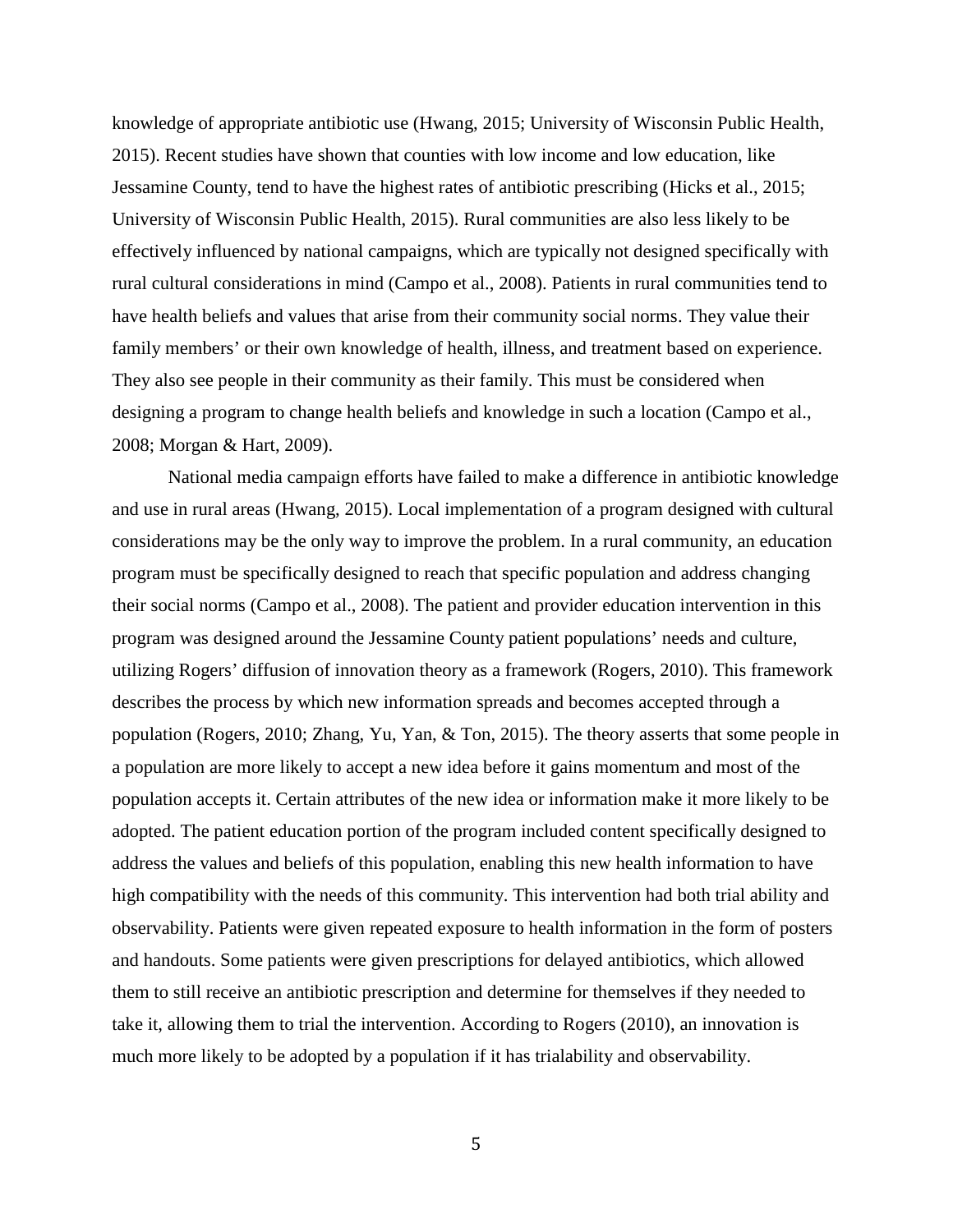knowledge of appropriate antibiotic use (Hwang, 2015; University of Wisconsin Public Health, 2015). Recent studies have shown that counties with low income and low education, like Jessamine County, tend to have the highest rates of antibiotic prescribing (Hicks et al., 2015; University of Wisconsin Public Health, 2015). Rural communities are also less likely to be effectively influenced by national campaigns, which are typically not designed specifically with rural cultural considerations in mind (Campo et al., 2008). Patients in rural communities tend to have health beliefs and values that arise from their community social norms. They value their family members' or their own knowledge of health, illness, and treatment based on experience. They also see people in their community as their family. This must be considered when designing a program to change health beliefs and knowledge in such a location (Campo et al., 2008; Morgan & Hart, 2009).

National media campaign efforts have failed to make a difference in antibiotic knowledge and use in rural areas (Hwang, 2015). Local implementation of a program designed with cultural considerations may be the only way to improve the problem. In a rural community, an education program must be specifically designed to reach that specific population and address changing their social norms (Campo et al., 2008). The patient and provider education intervention in this program was designed around the Jessamine County patient populations' needs and culture, utilizing Rogers' diffusion of innovation theory as a framework (Rogers, 2010). This framework describes the process by which new information spreads and becomes accepted through a population (Rogers, 2010; Zhang, Yu, Yan, & Ton, 2015). The theory asserts that some people in a population are more likely to accept a new idea before it gains momentum and most of the population accepts it. Certain attributes of the new idea or information make it more likely to be adopted. The patient education portion of the program included content specifically designed to address the values and beliefs of this population, enabling this new health information to have high compatibility with the needs of this community. This intervention had both trial ability and observability. Patients were given repeated exposure to health information in the form of posters and handouts. Some patients were given prescriptions for delayed antibiotics, which allowed them to still receive an antibiotic prescription and determine for themselves if they needed to take it, allowing them to trial the intervention. According to Rogers (2010), an innovation is much more likely to be adopted by a population if it has trialability and observability.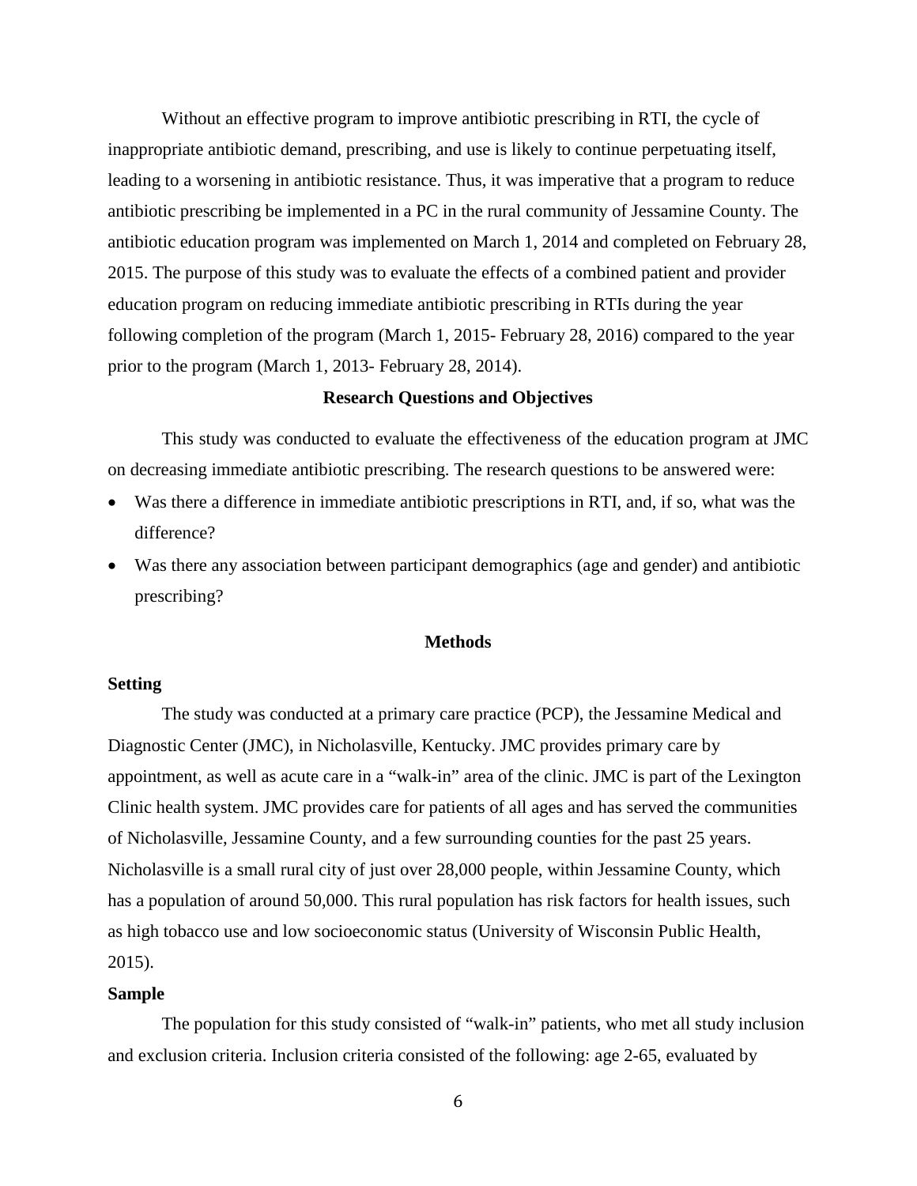Without an effective program to improve antibiotic prescribing in RTI, the cycle of inappropriate antibiotic demand, prescribing, and use is likely to continue perpetuating itself, leading to a worsening in antibiotic resistance. Thus, it was imperative that a program to reduce antibiotic prescribing be implemented in a PC in the rural community of Jessamine County. The antibiotic education program was implemented on March 1, 2014 and completed on February 28, 2015. The purpose of this study was to evaluate the effects of a combined patient and provider education program on reducing immediate antibiotic prescribing in RTIs during the year following completion of the program (March 1, 2015- February 28, 2016) compared to the year prior to the program (March 1, 2013- February 28, 2014).

## Research Questions and Objectives

This study was conducted to evaluate the effectiveness of the education program at JMC on decreasing immediate antibiotic prescribing. The research questions to be answered were:

- Was there a difference in immediate antibiotic prescriptions in RTI, and, if so, what was the difference?
- Was there any association between participant demographics (age and gender) and antibiotic prescribing?

## Methods

### Setting

The study was conducted at a primary care practice (PCP), the Jessamine Medical and Diagnostic Center (JMC), in Nicholasville, Kentucky. JMC provides primary care by appointment, as well as acute care in a "walk-in" area of the clinic. JMC is part of the Lexington Clinic health system. JMC provides care for patients of all ages and has served the communities of Nicholasville, Jessamine County, and a few surrounding counties for the past 25 years. Nicholasville is a small rural city of just over 28,000 people, within Jessamine County, which has a population of around 50,000. This rural population has risk factors for health issues, such as high tobacco use and low socioeconomic status (University of Wisconsin Public Health, 2015).

### Sample

The population for this study consisted of "walk-in" patients, who met all study inclusion and exclusion criteria. Inclusion criteria consisted of the following: age 2-65, evaluated by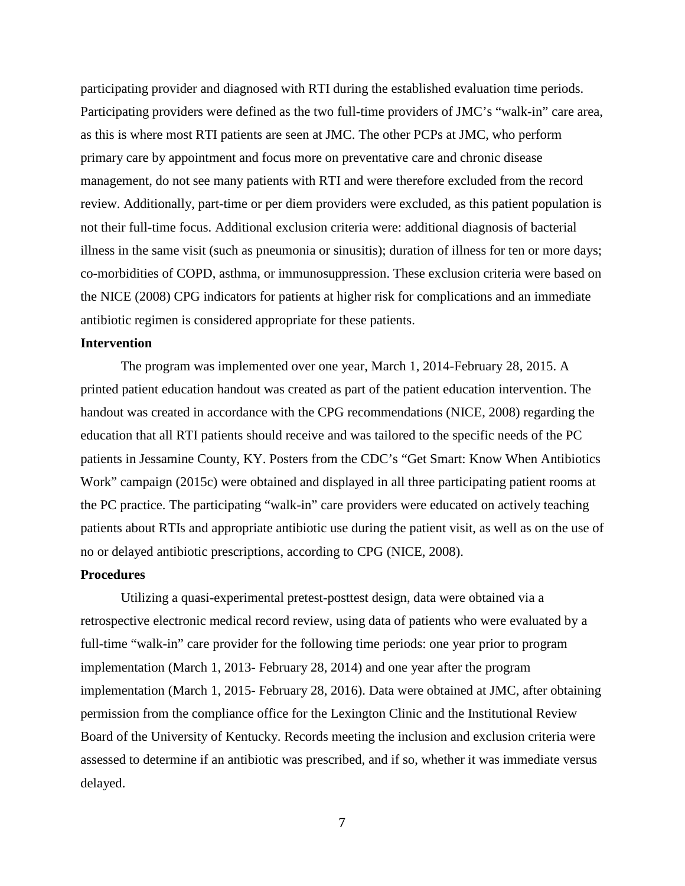participating provider and diagnosed with RTI during the established evaluation time periods. Participating providers were defined as the two full-time providers of JMC's "walk-in" care area, as this is where most RTI patients are seen at JMC. The other PCPs at JMC, who perform primary care by appointment and focus more on preventative care and chronic disease management, do not see many patients with RTI and were therefore excluded from the record review. Additionally, part-time or per diem providers were excluded, as this patient population is not their full-time focus. Additional exclusion criteria were: additional diagnosis of bacterial illness in the same visit (such as pneumonia or sinusitis); duration of illness for ten or more days; co-morbidities of COPD, asthma, or immunosuppression. These exclusion criteria were based on the NICE (2008) CPG indicators for patients at higher risk for complications and an immediate antibiotic regimen is considered appropriate for these patients.

**Intervention**

The program was implemented over one year, March 1, 2014-February 28, 2015. A printed patient education handout was created as part of the patient education intervention. The handout was created in accordance with the CPG recommendations (NICE, 2008) regarding the education that all RTI patients should receive and was tailored to the specific needs of the PC patients in Jessamine County, KY. Posters from the CDC's "Get Smart: Know When Antibiotics Work" campaign (2015c) were obtained and displayed in all three participating patient rooms at the PC practice. The participating "walk-in" care providers were educated on actively teaching patients about RTIs and appropriate antibiotic use during the patient visit, as well as on the use of no or delayed antibiotic prescriptions, according to CPG (NICE, 2008).

**Procedures**

Utilizing a quasi-experimental pretest-posttest design, data were obtained via a retrospective electronic medical record review, using data of patients who were evaluated by a full-time "walk-in" care provider for the following time periods: one year prior to program implementation (March 1, 2013- February 28, 2014) and one year after the program implementation (March 1, 2015- February 28, 2016). Data were obtained at JMC, after obtaining permission from the compliance office for the Lexington Clinic and the Institutional Review Board of the University of Kentucky. Records meeting the inclusion and exclusion criteria were assessed to determine if an antibiotic was prescribed, and if so, whether it was immediate versus delayed.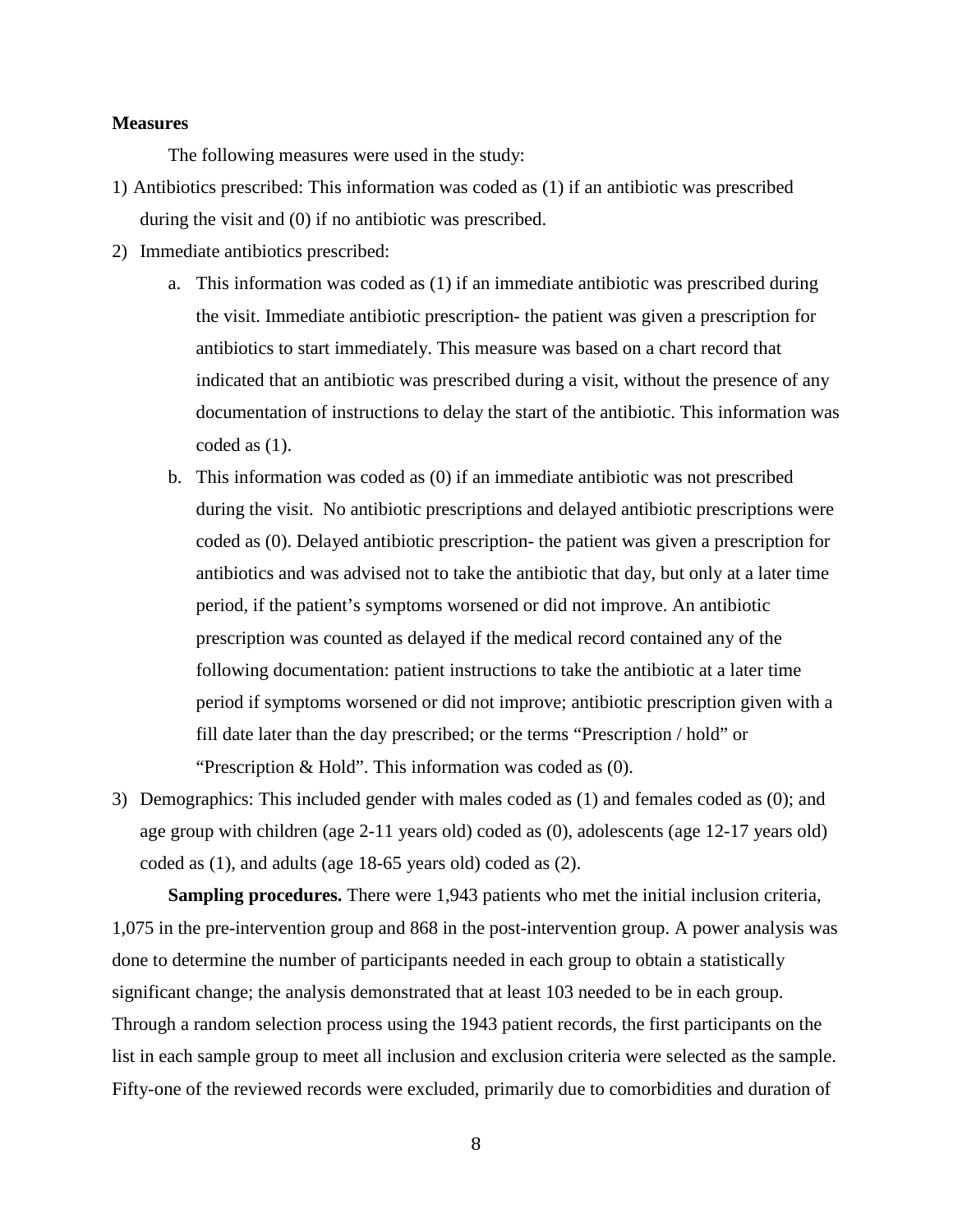**Measures**

The following measures were used in the study:

1) Antibiotics prescribed: This information was coded as (1) if an antibiotic was prescribed during the visit and (0) if no antibiotic was prescribed.
2) Immediate antibiotics prescribed:
    a. This information was coded as (1) if an immediate antibiotic was prescribed during the visit. Immediate antibiotic prescription- the patient was given a prescription for antibiotics to start immediately. This measure was based on a chart record that indicated that an antibiotic was prescribed during a visit, without the presence of any documentation of instructions to delay the start of the antibiotic. This information was coded as (1).
    b. This information was coded as (0) if an immediate antibiotic was not prescribed during the visit. No antibiotic prescriptions and delayed antibiotic prescriptions were coded as (0). Delayed antibiotic prescription- the patient was given a prescription for antibiotics and was advised not to take the antibiotic that day, but only at a later time period, if the patient's symptoms worsened or did not improve. An antibiotic prescription was counted as delayed if the medical record contained any of the following documentation: patient instructions to take the antibiotic at a later time period if symptoms worsened or did not improve; antibiotic prescription given with a fill date later than the day prescribed; or the terms "Prescription / hold" or "Prescription & Hold". This information was coded as (0).
3) Demographics: This included gender with males coded as (1) and females coded as (0); and age group with children (age 2-11 years old) coded as (0), adolescents (age 12-17 years old) coded as (1), and adults (age 18-65 years old) coded as (2).

**Sampling procedures.** There were 1,943 patients who met the initial inclusion criteria, 1,075 in the pre-intervention group and 868 in the post-intervention group. A power analysis was done to determine the number of participants needed in each group to obtain a statistically significant change; the analysis demonstrated that at least 103 needed to be in each group. Through a random selection process using the 1943 patient records, the first participants on the list in each sample group to meet all inclusion and exclusion criteria were selected as the sample. Fifty-one of the reviewed records were excluded, primarily due to comorbidities and duration of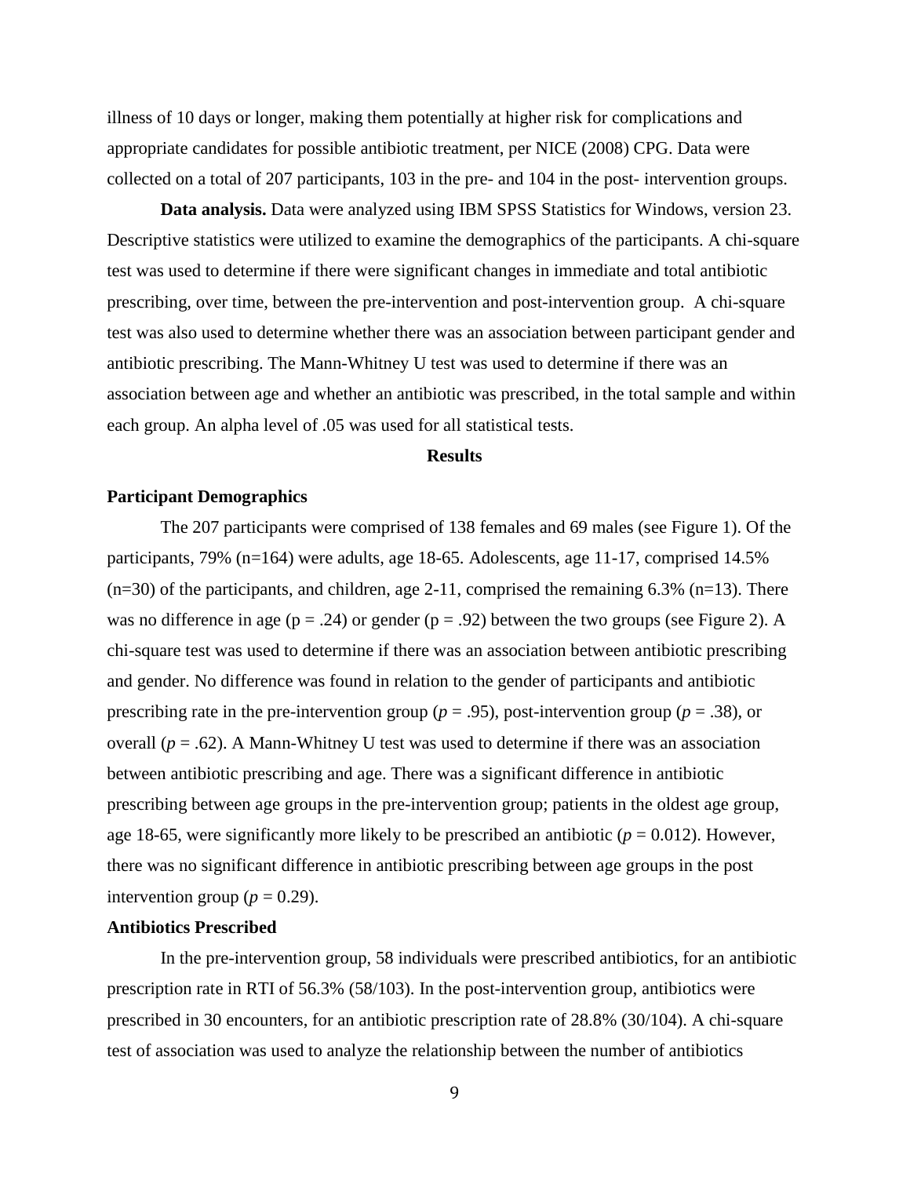illness of 10 days or longer, making them potentially at higher risk for complications and appropriate candidates for possible antibiotic treatment, per NICE (2008) CPG. Data were collected on a total of 207 participants, 103 in the pre- and 104 in the post- intervention groups.

**Data analysis.** Data were analyzed using IBM SPSS Statistics for Windows, version 23. Descriptive statistics were utilized to examine the demographics of the participants. A chi-square test was used to determine if there were significant changes in immediate and total antibiotic prescribing, over time, between the pre-intervention and post-intervention group. A chi-square test was also used to determine whether there was an association between participant gender and antibiotic prescribing. The Mann-Whitney U test was used to determine if there was an association between age and whether an antibiotic was prescribed, in the total sample and within each group. An alpha level of .05 was used for all statistical tests.

## Results

### Participant Demographics

The 207 participants were comprised of 138 females and 69 males (see Figure 1). Of the participants, 79% (n=164) were adults, age 18-65. Adolescents, age 11-17, comprised 14.5% (n=30) of the participants, and children, age 2-11, comprised the remaining 6.3% (n=13). There was no difference in age ($p = .24$) or gender ($p = .92$) between the two groups (see Figure 2). A chi-square test was used to determine if there was an association between antibiotic prescribing and gender. No difference was found in relation to the gender of participants and antibiotic prescribing rate in the pre-intervention group ($p = .95$), post-intervention group ($p = .38$), or overall ($p = .62$). A Mann-Whitney U test was used to determine if there was an association between antibiotic prescribing and age. There was a significant difference in antibiotic prescribing between age groups in the pre-intervention group; patients in the oldest age group, age 18-65, were significantly more likely to be prescribed an antibiotic ($p = 0.012$). However, there was no significant difference in antibiotic prescribing between age groups in the post intervention group ($p = 0.29$).

### Antibiotics Prescribed

In the pre-intervention group, 58 individuals were prescribed antibiotics, for an antibiotic prescription rate in RTI of 56.3% (58/103). In the post-intervention group, antibiotics were prescribed in 30 encounters, for an antibiotic prescription rate of 28.8% (30/104). A chi-square test of association was used to analyze the relationship between the number of antibiotics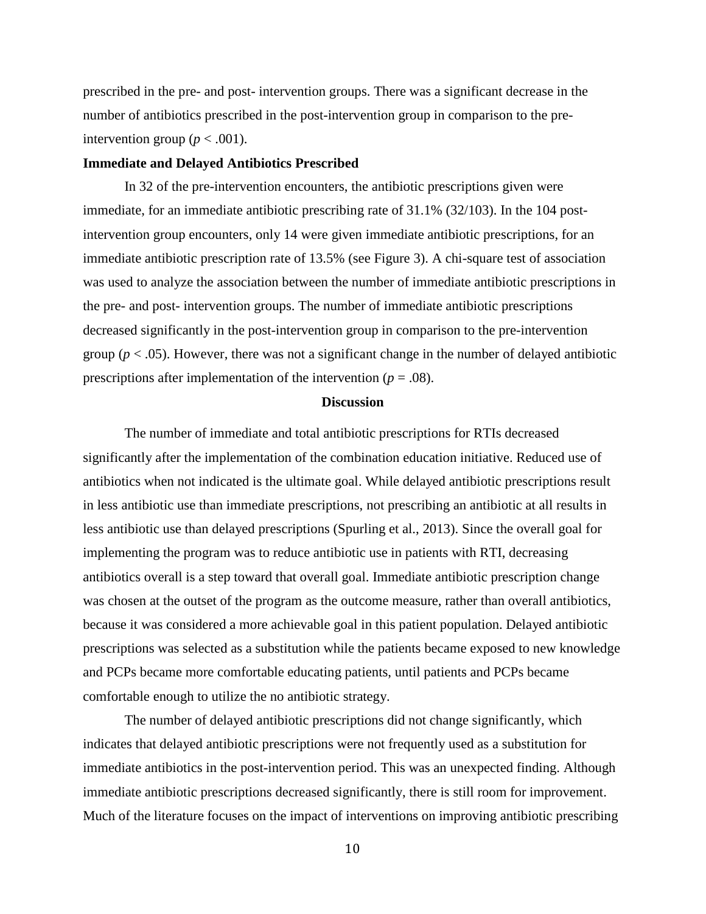prescribed in the pre- and post- intervention groups. There was a significant decrease in the number of antibiotics prescribed in the post-intervention group in comparison to the pre-intervention group ($p < .001$).

### Immediate and Delayed Antibiotics Prescribed

In 32 of the pre-intervention encounters, the antibiotic prescriptions given were immediate, for an immediate antibiotic prescribing rate of 31.1% (32/103). In the 104 post-intervention group encounters, only 14 were given immediate antibiotic prescriptions, for an immediate antibiotic prescription rate of 13.5% (see Figure 3). A chi-square test of association was used to analyze the association between the number of immediate antibiotic prescriptions in the pre- and post- intervention groups. The number of immediate antibiotic prescriptions decreased significantly in the post-intervention group in comparison to the pre-intervention group ($p < .05$). However, there was not a significant change in the number of delayed antibiotic prescriptions after implementation of the intervention ($p = .08$).

## Discussion

The number of immediate and total antibiotic prescriptions for RTIs decreased significantly after the implementation of the combination education initiative. Reduced use of antibiotics when not indicated is the ultimate goal. While delayed antibiotic prescriptions result in less antibiotic use than immediate prescriptions, not prescribing an antibiotic at all results in less antibiotic use than delayed prescriptions (Spurling et al., 2013). Since the overall goal for implementing the program was to reduce antibiotic use in patients with RTI, decreasing antibiotics overall is a step toward that overall goal. Immediate antibiotic prescription change was chosen at the outset of the program as the outcome measure, rather than overall antibiotics, because it was considered a more achievable goal in this patient population. Delayed antibiotic prescriptions was selected as a substitution while the patients became exposed to new knowledge and PCPs became more comfortable educating patients, until patients and PCPs became comfortable enough to utilize the no antibiotic strategy.

The number of delayed antibiotic prescriptions did not change significantly, which indicates that delayed antibiotic prescriptions were not frequently used as a substitution for immediate antibiotics in the post-intervention period. This was an unexpected finding. Although immediate antibiotic prescriptions decreased significantly, there is still room for improvement. Much of the literature focuses on the impact of interventions on improving antibiotic prescribing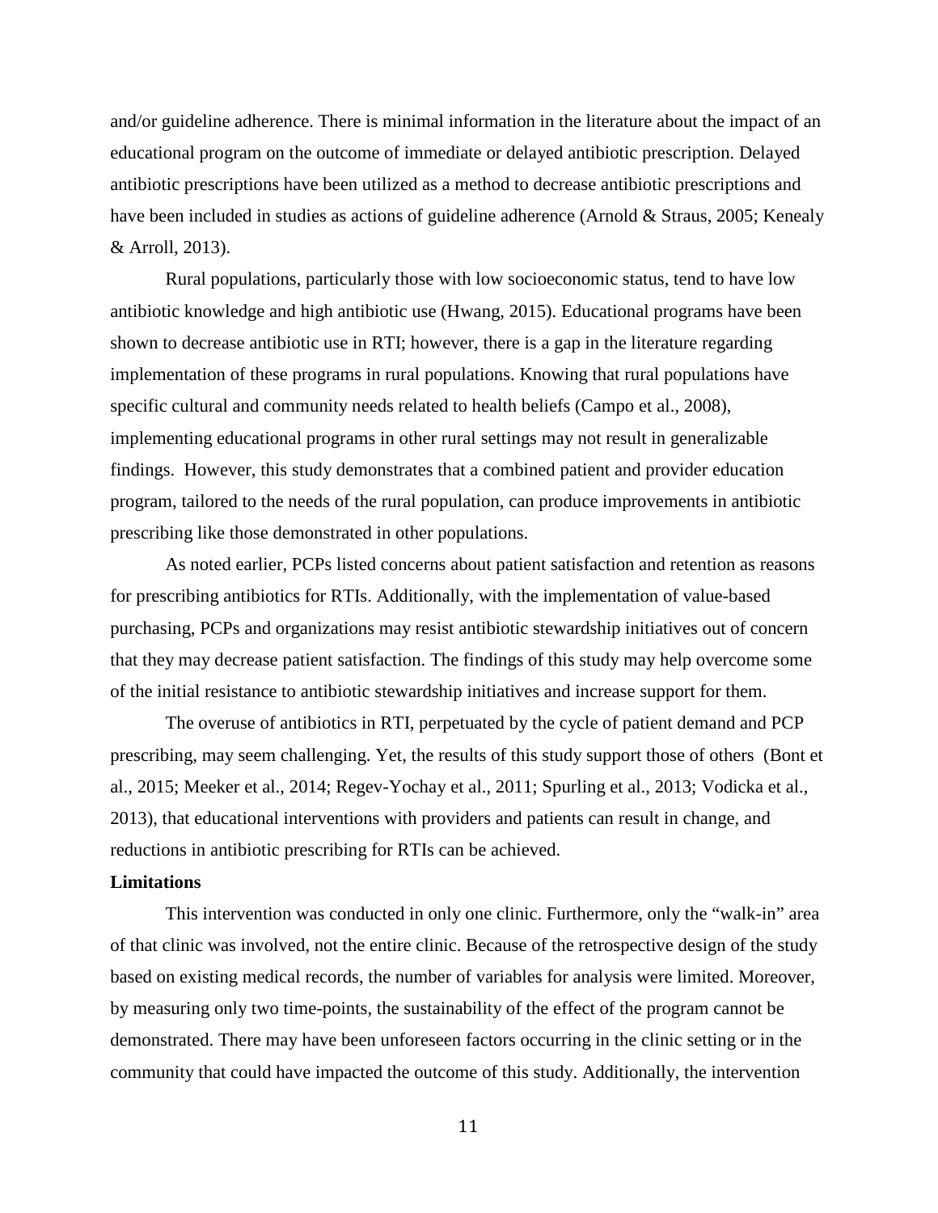and/or guideline adherence. There is minimal information in the literature about the impact of an educational program on the outcome of immediate or delayed antibiotic prescription. Delayed antibiotic prescriptions have been utilized as a method to decrease antibiotic prescriptions and have been included in studies as actions of guideline adherence (Arnold & Straus, 2005; Kenealy & Arroll, 2013).

Rural populations, particularly those with low socioeconomic status, tend to have low antibiotic knowledge and high antibiotic use (Hwang, 2015). Educational programs have been shown to decrease antibiotic use in RTI; however, there is a gap in the literature regarding implementation of these programs in rural populations. Knowing that rural populations have specific cultural and community needs related to health beliefs (Campo et al., 2008), implementing educational programs in other rural settings may not result in generalizable findings. However, this study demonstrates that a combined patient and provider education program, tailored to the needs of the rural population, can produce improvements in antibiotic prescribing like those demonstrated in other populations.

As noted earlier, PCPs listed concerns about patient satisfaction and retention as reasons for prescribing antibiotics for RTIs. Additionally, with the implementation of value-based purchasing, PCPs and organizations may resist antibiotic stewardship initiatives out of concern that they may decrease patient satisfaction. The findings of this study may help overcome some of the initial resistance to antibiotic stewardship initiatives and increase support for them.

The overuse of antibiotics in RTI, perpetuated by the cycle of patient demand and PCP prescribing, may seem challenging. Yet, the results of this study support those of others (Bont et al., 2015; Meeker et al., 2014; Regev-Yochay et al., 2011; Spurling et al., 2013; Vodicka et al., 2013), that educational interventions with providers and patients can result in change, and reductions in antibiotic prescribing for RTIs can be achieved.

**Limitations**

This intervention was conducted in only one clinic. Furthermore, only the "walk-in" area of that clinic was involved, not the entire clinic. Because of the retrospective design of the study based on existing medical records, the number of variables for analysis were limited. Moreover, by measuring only two time-points, the sustainability of the effect of the program cannot be demonstrated. There may have been unforeseen factors occurring in the clinic setting or in the community that could have impacted the outcome of this study. Additionally, the intervention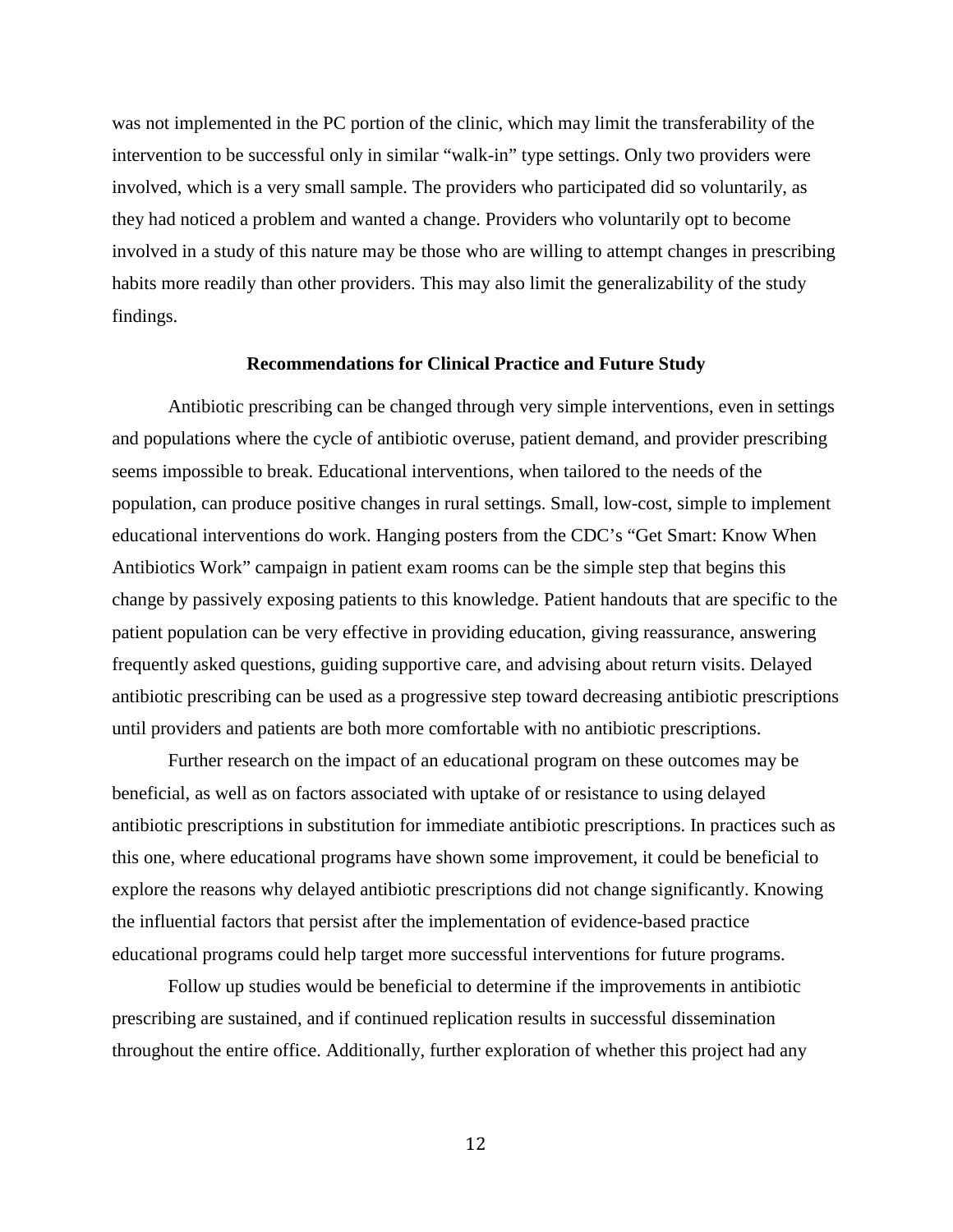was not implemented in the PC portion of the clinic, which may limit the transferability of the intervention to be successful only in similar "walk-in" type settings. Only two providers were involved, which is a very small sample. The providers who participated did so voluntarily, as they had noticed a problem and wanted a change. Providers who voluntarily opt to become involved in a study of this nature may be those who are willing to attempt changes in prescribing habits more readily than other providers. This may also limit the generalizability of the study findings.

## Recommendations for Clinical Practice and Future Study

Antibiotic prescribing can be changed through very simple interventions, even in settings and populations where the cycle of antibiotic overuse, patient demand, and provider prescribing seems impossible to break. Educational interventions, when tailored to the needs of the population, can produce positive changes in rural settings. Small, low-cost, simple to implement educational interventions do work. Hanging posters from the CDC's "Get Smart: Know When Antibiotics Work" campaign in patient exam rooms can be the simple step that begins this change by passively exposing patients to this knowledge. Patient handouts that are specific to the patient population can be very effective in providing education, giving reassurance, answering frequently asked questions, guiding supportive care, and advising about return visits. Delayed antibiotic prescribing can be used as a progressive step toward decreasing antibiotic prescriptions until providers and patients are both more comfortable with no antibiotic prescriptions.

Further research on the impact of an educational program on these outcomes may be beneficial, as well as on factors associated with uptake of or resistance to using delayed antibiotic prescriptions in substitution for immediate antibiotic prescriptions. In practices such as this one, where educational programs have shown some improvement, it could be beneficial to explore the reasons why delayed antibiotic prescriptions did not change significantly. Knowing the influential factors that persist after the implementation of evidence-based practice educational programs could help target more successful interventions for future programs.

Follow up studies would be beneficial to determine if the improvements in antibiotic prescribing are sustained, and if continued replication results in successful dissemination throughout the entire office. Additionally, further exploration of whether this project had any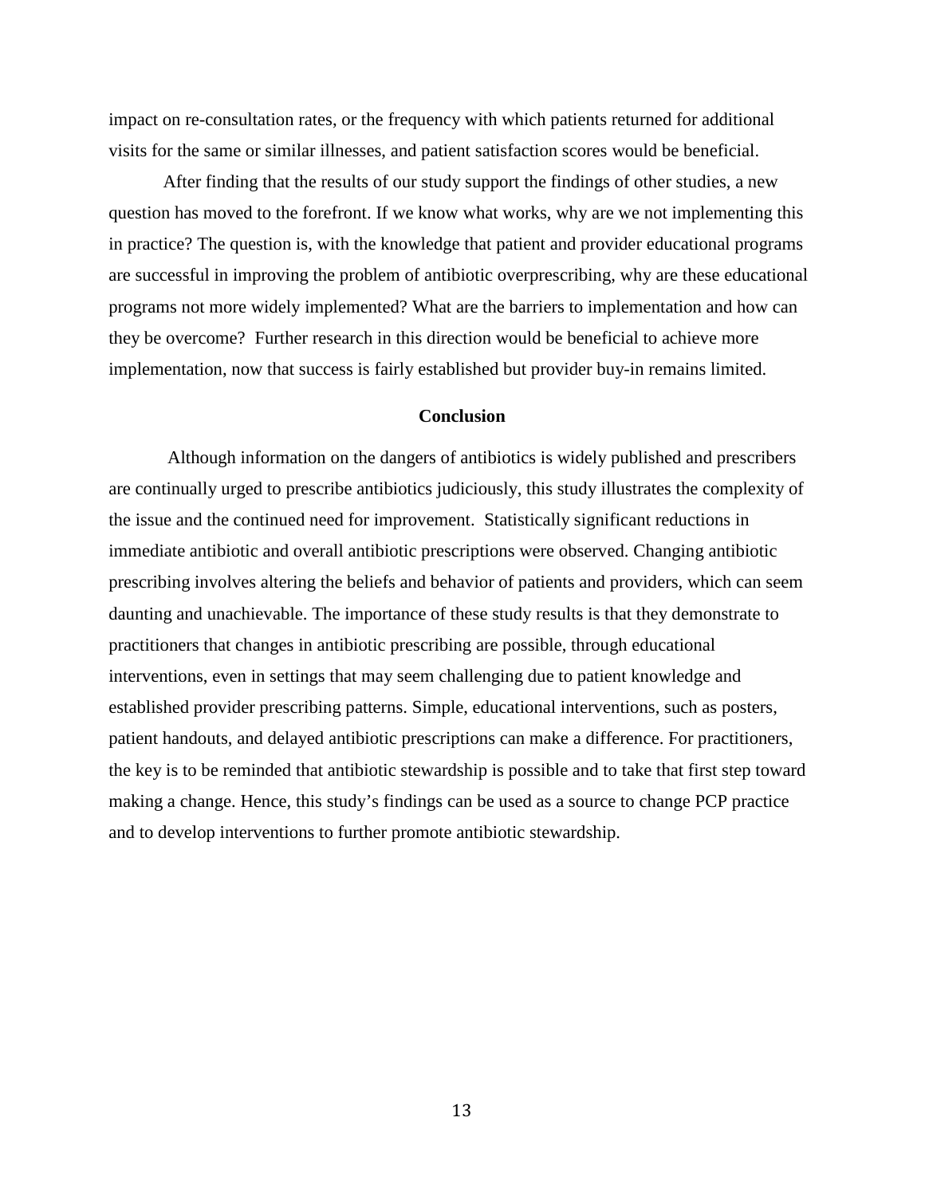impact on re-consultation rates, or the frequency with which patients returned for additional visits for the same or similar illnesses, and patient satisfaction scores would be beneficial.

After finding that the results of our study support the findings of other studies, a new question has moved to the forefront. If we know what works, why are we not implementing this in practice? The question is, with the knowledge that patient and provider educational programs are successful in improving the problem of antibiotic overprescribing, why are these educational programs not more widely implemented? What are the barriers to implementation and how can they be overcome? Further research in this direction would be beneficial to achieve more implementation, now that success is fairly established but provider buy-in remains limited.

## Conclusion

Although information on the dangers of antibiotics is widely published and prescribers are continually urged to prescribe antibiotics judiciously, this study illustrates the complexity of the issue and the continued need for improvement. Statistically significant reductions in immediate antibiotic and overall antibiotic prescriptions were observed. Changing antibiotic prescribing involves altering the beliefs and behavior of patients and providers, which can seem daunting and unachievable. The importance of these study results is that they demonstrate to practitioners that changes in antibiotic prescribing are possible, through educational interventions, even in settings that may seem challenging due to patient knowledge and established provider prescribing patterns. Simple, educational interventions, such as posters, patient handouts, and delayed antibiotic prescriptions can make a difference. For practitioners, the key is to be reminded that antibiotic stewardship is possible and to take that first step toward making a change. Hence, this study's findings can be used as a source to change PCP practice and to develop interventions to further promote antibiotic stewardship.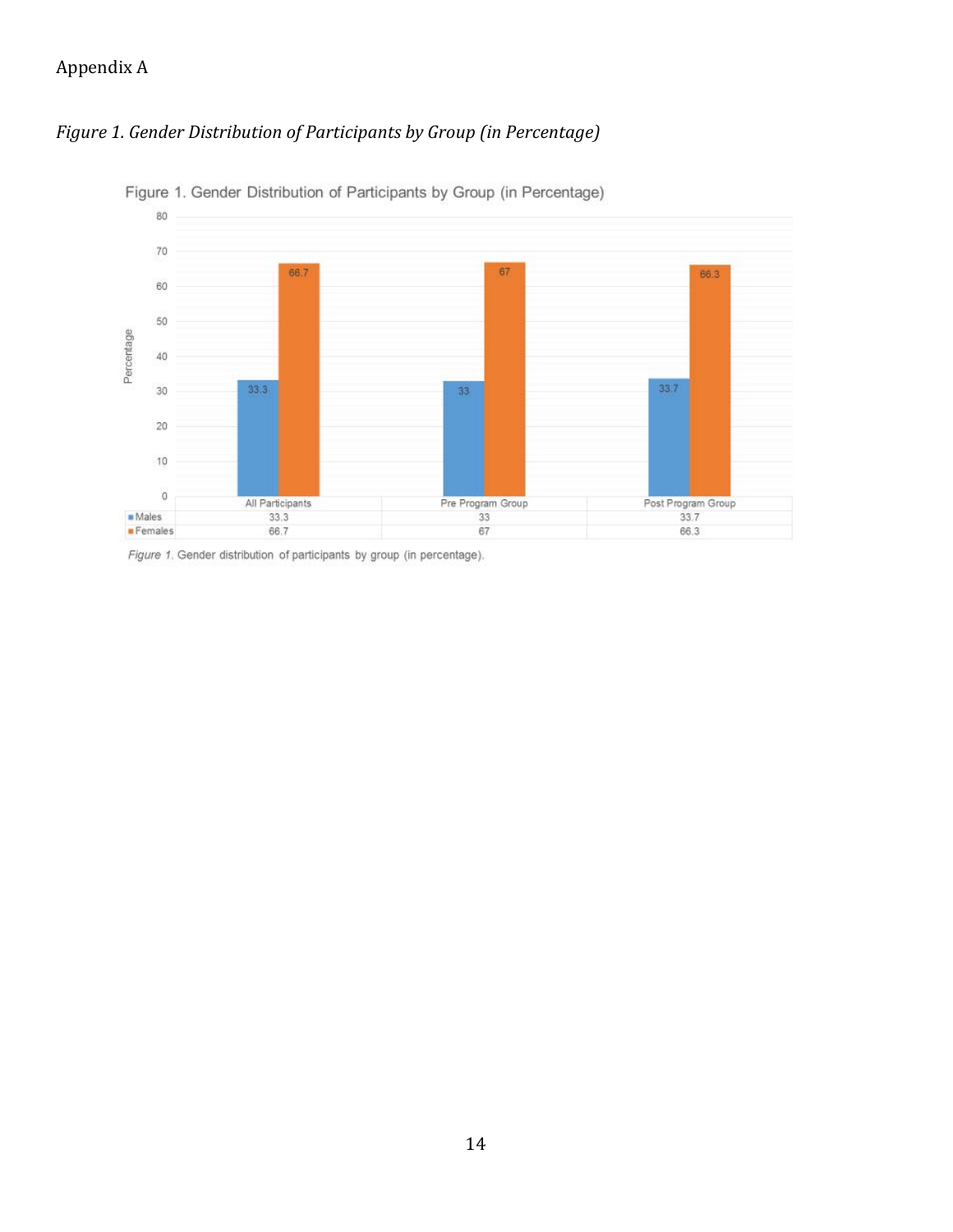Appendix A

*Figure 1. Gender Distribution of Participants by Group (in Percentage)*

Figure 1. Gender Distribution of Participants by Group (in Percentage)

80
70
60
50
40
30
20
10
0

Percentage

66.7
67
66.3
33.3
33
33.7

All Participants
Pre Program Group
Post Program Group

Males 33.3 33 33.7
Females 66.7 67 66.3

*Figure 1.* Gender distribution of participants by group (in percentage).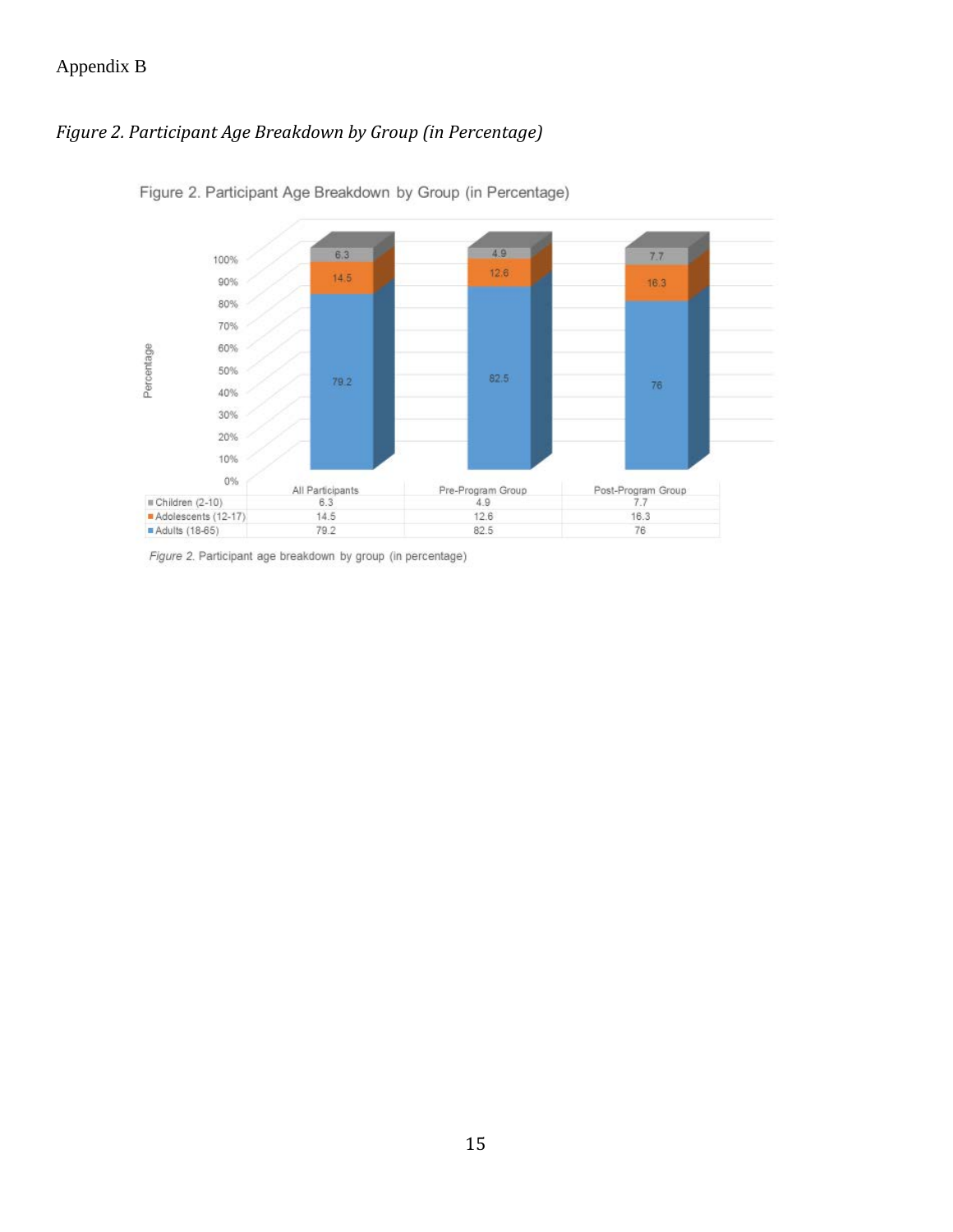Appendix B

*Figure 2. Participant Age Breakdown by Group (in Percentage)*

Figure 2. Participant Age Breakdown by Group (in Percentage)

Percentage

100%
90%
80%
70%
60%
50%
40%
30%
20%
10%
0%

6.3
14.5
79.2

4.9
12.6
82.5

7.7
16.3
76

All Participants
Pre-Program Group
Post-Program Group

Children (2-10) 6.3 4.9 7.7
Adolescents (12-17) 14.5 12.6 16.3
Adults (18-65) 79.2 82.5 76

*Figure 2.* Participant age breakdown by group (in percentage)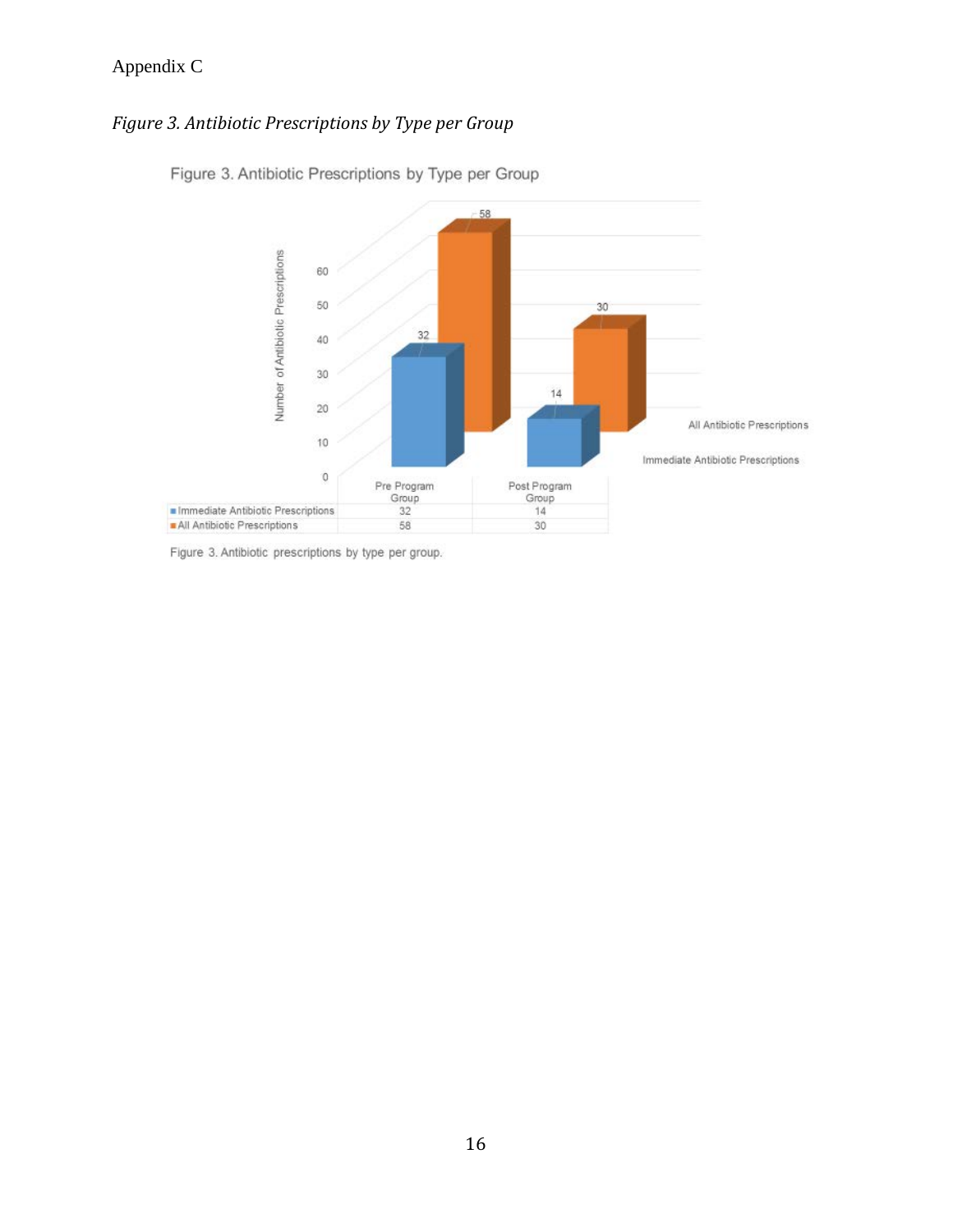Appendix C

*Figure 3. Antibiotic Prescriptions by Type per Group*

Figure 3. Antibiotic Prescriptions by Type per Group

Number of Antibiotic Prescriptions

0
10
20
30
40
50
60

58
32
30
14

All Antibiotic Prescriptions
Immediate Antibiotic Prescriptions

Pre Program Group
Post Program Group

Immediate Antibiotic Prescriptions 32 14
All Antibiotic Prescriptions 58 30

Figure 3. Antibiotic prescriptions by type per group.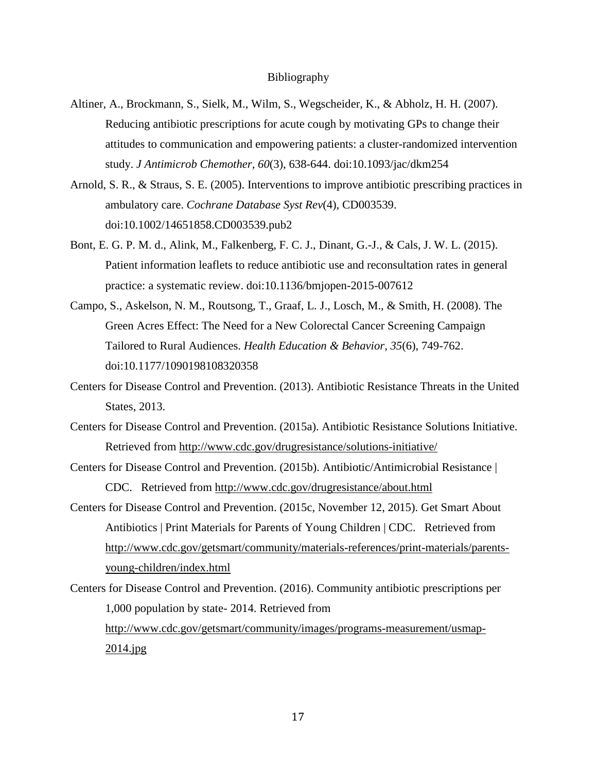# Bibliography

Altiner, A., Brockmann, S., Sielk, M., Wilm, S., Wegscheider, K., & Abholz, H. H. (2007). Reducing antibiotic prescriptions for acute cough by motivating GPs to change their attitudes to communication and empowering patients: a cluster-randomized intervention study. *J Antimicrob Chemother, 60*(3), 638-644. doi:10.1093/jac/dkm254

Arnold, S. R., & Straus, S. E. (2005). Interventions to improve antibiotic prescribing practices in ambulatory care. *Cochrane Database Syst Rev*(4), CD003539. doi:10.1002/14651858.CD003539.pub2

Bont, E. G. P. M. d., Alink, M., Falkenberg, F. C. J., Dinant, G.-J., & Cals, J. W. L. (2015). Patient information leaflets to reduce antibiotic use and reconsultation rates in general practice: a systematic review. doi:10.1136/bmjopen-2015-007612

Campo, S., Askelson, N. M., Routsong, T., Graaf, L. J., Losch, M., & Smith, H. (2008). The Green Acres Effect: The Need for a New Colorectal Cancer Screening Campaign Tailored to Rural Audiences. *Health Education & Behavior, 35*(6), 749-762. doi:10.1177/1090198108320358

Centers for Disease Control and Prevention. (2013). Antibiotic Resistance Threats in the United States, 2013.

Centers for Disease Control and Prevention. (2015a). Antibiotic Resistance Solutions Initiative. Retrieved from http://www.cdc.gov/drugresistance/solutions-initiative/

Centers for Disease Control and Prevention. (2015b). Antibiotic/Antimicrobial Resistance | CDC. Retrieved from http://www.cdc.gov/drugresistance/about.html

Centers for Disease Control and Prevention. (2015c, November 12, 2015). Get Smart About Antibiotics | Print Materials for Parents of Young Children | CDC. Retrieved from http://www.cdc.gov/getsmart/community/materials-references/print-materials/parents-young-children/index.html

Centers for Disease Control and Prevention. (2016). Community antibiotic prescriptions per 1,000 population by state- 2014. Retrieved from http://www.cdc.gov/getsmart/community/images/programs-measurement/usmap-2014.jpg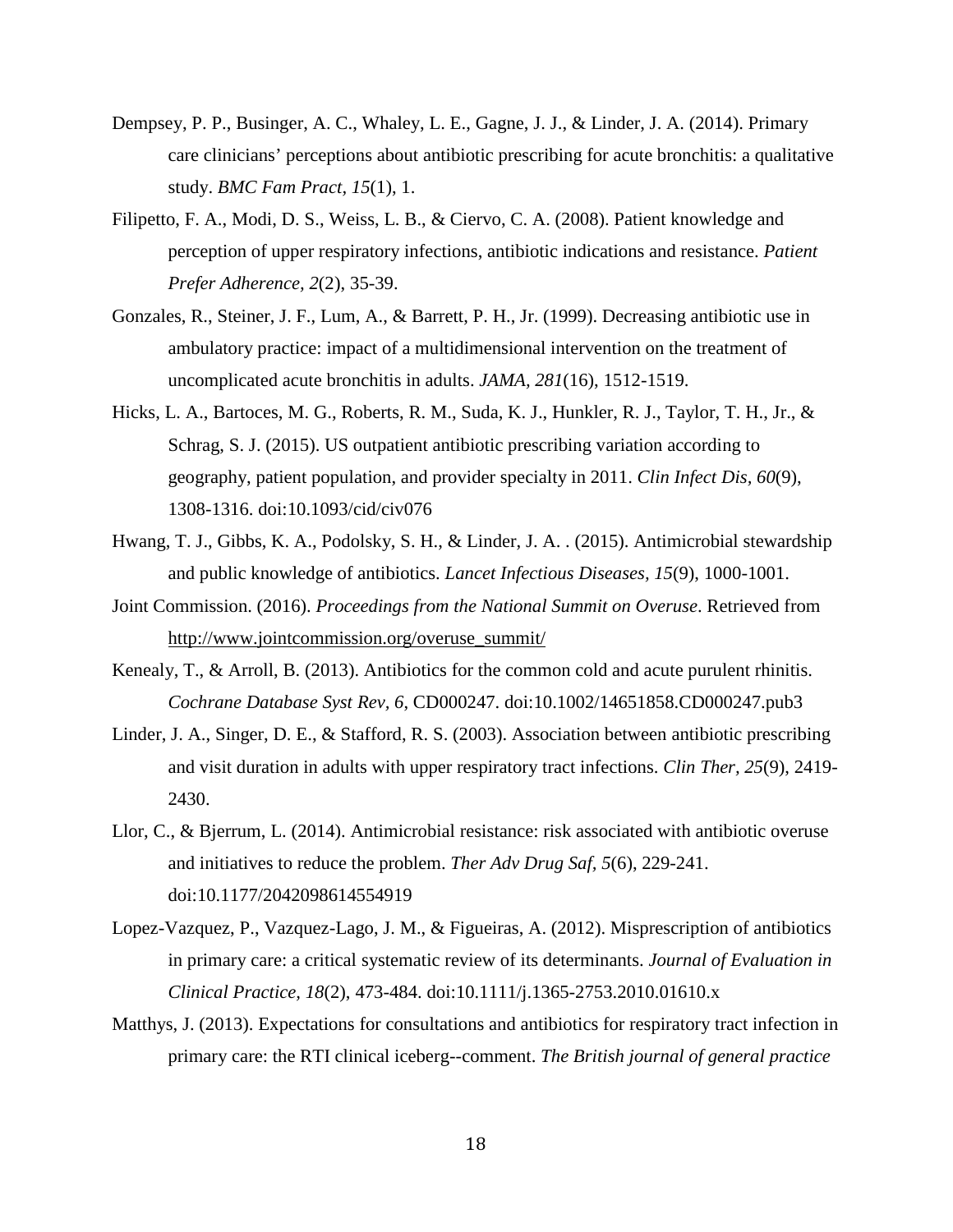Dempsey, P. P., Businger, A. C., Whaley, L. E., Gagne, J. J., & Linder, J. A. (2014). Primary care clinicians' perceptions about antibiotic prescribing for acute bronchitis: a qualitative study. *BMC Fam Pract, 15*(1), 1.

Filipetto, F. A., Modi, D. S., Weiss, L. B., & Ciervo, C. A. (2008). Patient knowledge and perception of upper respiratory infections, antibiotic indications and resistance. *Patient Prefer Adherence, 2*(2), 35-39.

Gonzales, R., Steiner, J. F., Lum, A., & Barrett, P. H., Jr. (1999). Decreasing antibiotic use in ambulatory practice: impact of a multidimensional intervention on the treatment of uncomplicated acute bronchitis in adults. *JAMA, 281*(16), 1512-1519.

Hicks, L. A., Bartoces, M. G., Roberts, R. M., Suda, K. J., Hunkler, R. J., Taylor, T. H., Jr., & Schrag, S. J. (2015). US outpatient antibiotic prescribing variation according to geography, patient population, and provider specialty in 2011. *Clin Infect Dis, 60*(9), 1308-1316. doi:10.1093/cid/civ076

Hwang, T. J., Gibbs, K. A., Podolsky, S. H., & Linder, J. A. . (2015). Antimicrobial stewardship and public knowledge of antibiotics. *Lancet Infectious Diseases, 15*(9), 1000-1001.

Joint Commission. (2016). *Proceedings from the National Summit on Overuse*. Retrieved from http://www.jointcommission.org/overuse_summit/

Kenealy, T., & Arroll, B. (2013). Antibiotics for the common cold and acute purulent rhinitis. *Cochrane Database Syst Rev, 6*, CD000247. doi:10.1002/14651858.CD000247.pub3

Linder, J. A., Singer, D. E., & Stafford, R. S. (2003). Association between antibiotic prescribing and visit duration in adults with upper respiratory tract infections. *Clin Ther, 25*(9), 2419-2430.

Llor, C., & Bjerrum, L. (2014). Antimicrobial resistance: risk associated with antibiotic overuse and initiatives to reduce the problem. *Ther Adv Drug Saf, 5*(6), 229-241. doi:10.1177/2042098614554919

Lopez-Vazquez, P., Vazquez-Lago, J. M., & Figueiras, A. (2012). Misprescription of antibiotics in primary care: a critical systematic review of its determinants. *Journal of Evaluation in Clinical Practice, 18*(2), 473-484. doi:10.1111/j.1365-2753.2010.01610.x

Matthys, J. (2013). Expectations for consultations and antibiotics for respiratory tract infection in primary care: the RTI clinical iceberg--comment. *The British journal of general practice*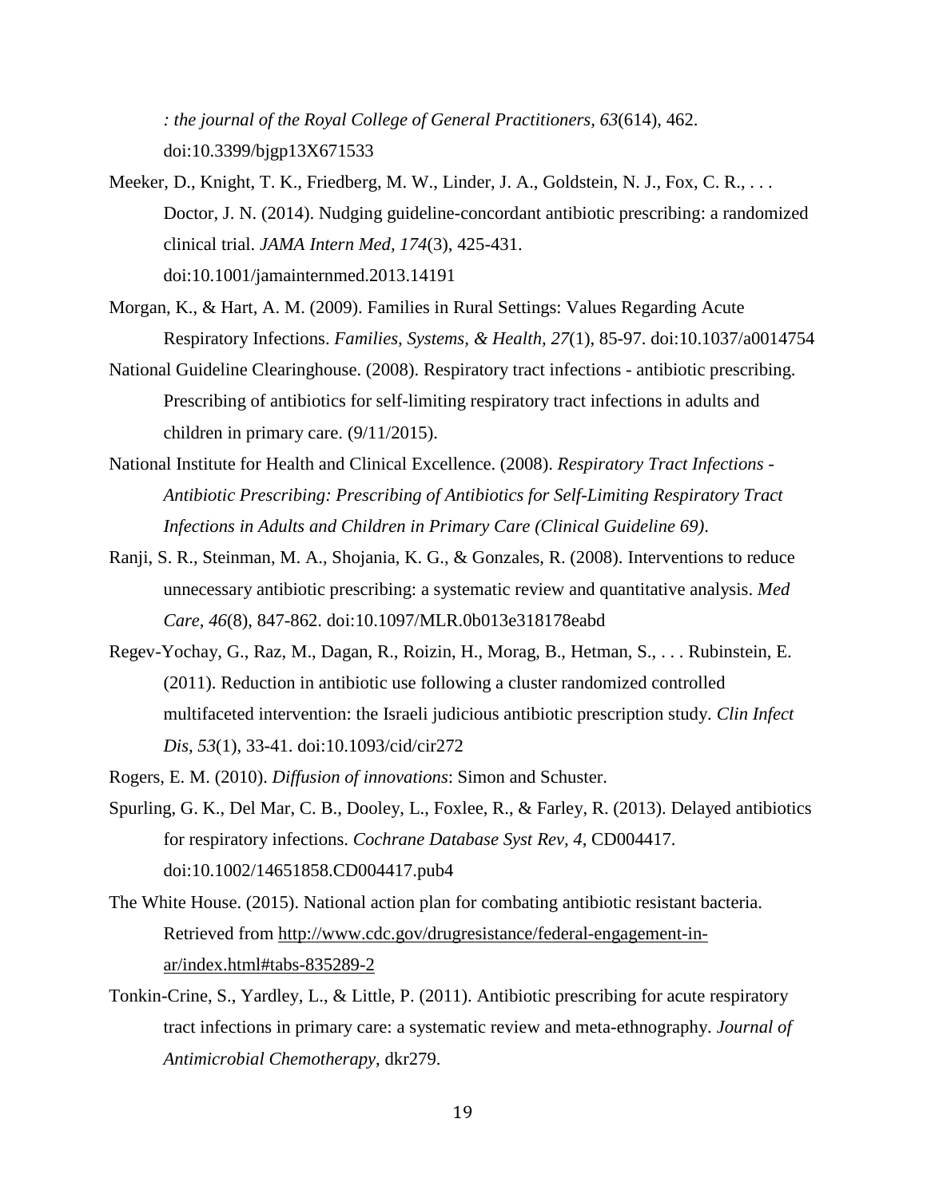*: the journal of the Royal College of General Practitioners, 63*(614), 462. doi:10.3399/bjgp13X671533

Meeker, D., Knight, T. K., Friedberg, M. W., Linder, J. A., Goldstein, N. J., Fox, C. R., . . . Doctor, J. N. (2014). Nudging guideline-concordant antibiotic prescribing: a randomized clinical trial. *JAMA Intern Med, 174*(3), 425-431. doi:10.1001/jamainternmed.2013.14191

Morgan, K., & Hart, A. M. (2009). Families in Rural Settings: Values Regarding Acute Respiratory Infections. *Families, Systems, & Health, 27*(1), 85-97. doi:10.1037/a0014754

National Guideline Clearinghouse. (2008). Respiratory tract infections - antibiotic prescribing. Prescribing of antibiotics for self-limiting respiratory tract infections in adults and children in primary care. (9/11/2015).

National Institute for Health and Clinical Excellence. (2008). *Respiratory Tract Infections - Antibiotic Prescribing: Prescribing of Antibiotics for Self-Limiting Respiratory Tract Infections in Adults and Children in Primary Care (Clinical Guideline 69)*.

Ranji, S. R., Steinman, M. A., Shojania, K. G., & Gonzales, R. (2008). Interventions to reduce unnecessary antibiotic prescribing: a systematic review and quantitative analysis. *Med Care, 46*(8), 847-862. doi:10.1097/MLR.0b013e318178eabd

Regev-Yochay, G., Raz, M., Dagan, R., Roizin, H., Morag, B., Hetman, S., . . . Rubinstein, E. (2011). Reduction in antibiotic use following a cluster randomized controlled multifaceted intervention: the Israeli judicious antibiotic prescription study. *Clin Infect Dis, 53*(1), 33-41. doi:10.1093/cid/cir272

Rogers, E. M. (2010). *Diffusion of innovations*: Simon and Schuster.

Spurling, G. K., Del Mar, C. B., Dooley, L., Foxlee, R., & Farley, R. (2013). Delayed antibiotics for respiratory infections. *Cochrane Database Syst Rev, 4*, CD004417. doi:10.1002/14651858.CD004417.pub4

The White House. (2015). National action plan for combating antibiotic resistant bacteria. Retrieved from http://www.cdc.gov/drugresistance/federal-engagement-in-ar/index.html#tabs-835289-2

Tonkin-Crine, S., Yardley, L., & Little, P. (2011). Antibiotic prescribing for acute respiratory tract infections in primary care: a systematic review and meta-ethnography. *Journal of Antimicrobial Chemotherapy*, dkr279.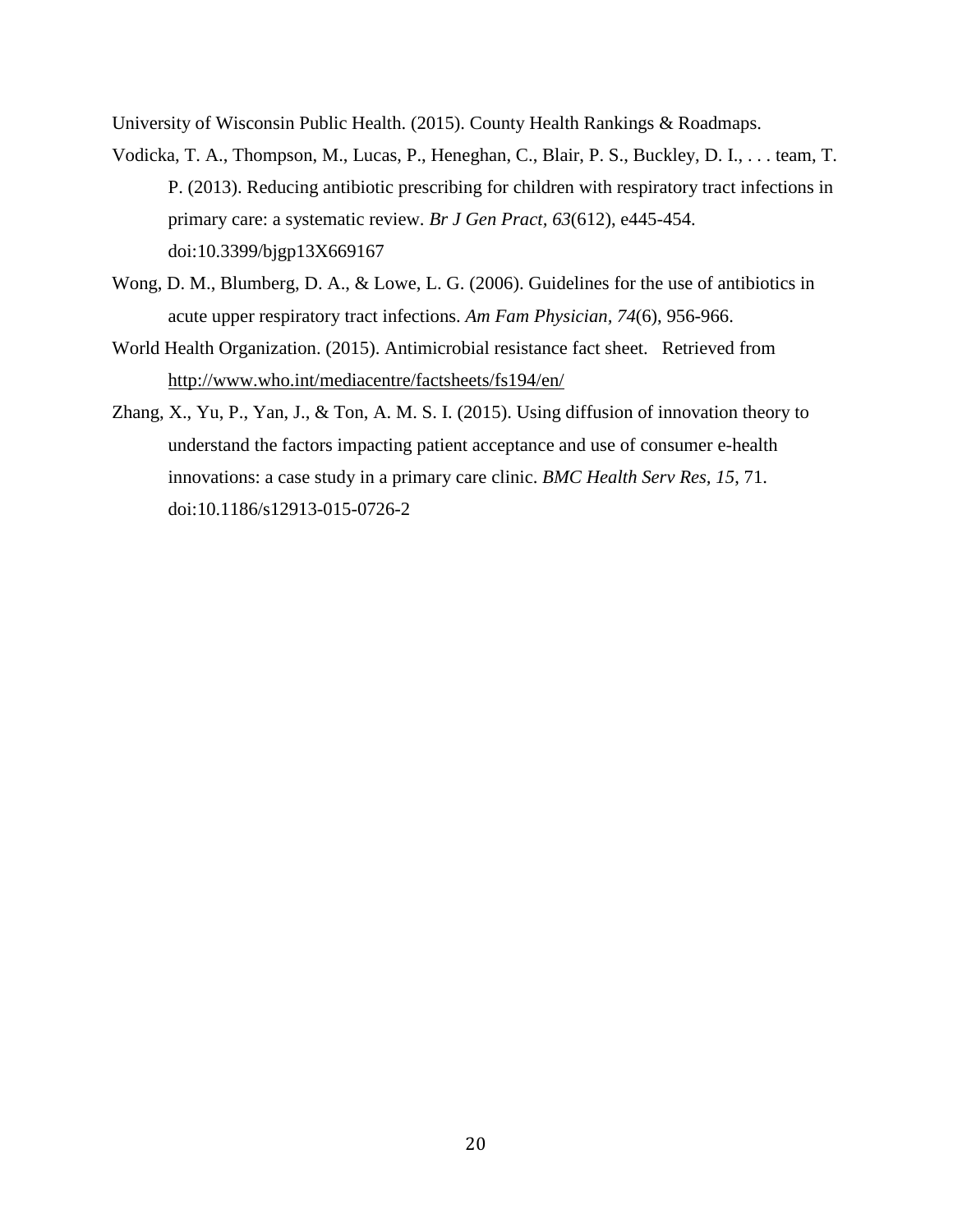University of Wisconsin Public Health. (2015). County Health Rankings & Roadmaps.

Vodicka, T. A., Thompson, M., Lucas, P., Heneghan, C., Blair, P. S., Buckley, D. I., . . . team, T. P. (2013). Reducing antibiotic prescribing for children with respiratory tract infections in primary care: a systematic review. *Br J Gen Pract, 63*(612), e445-454. doi:10.3399/bjgp13X669167

Wong, D. M., Blumberg, D. A., & Lowe, L. G. (2006). Guidelines for the use of antibiotics in acute upper respiratory tract infections. *Am Fam Physician, 74*(6), 956-966.

World Health Organization. (2015). Antimicrobial resistance fact sheet. Retrieved from http://www.who.int/mediacentre/factsheets/fs194/en/

Zhang, X., Yu, P., Yan, J., & Ton, A. M. S. I. (2015). Using diffusion of innovation theory to understand the factors impacting patient acceptance and use of consumer e-health innovations: a case study in a primary care clinic. *BMC Health Serv Res, 15*, 71. doi:10.1186/s12913-015-0726-2